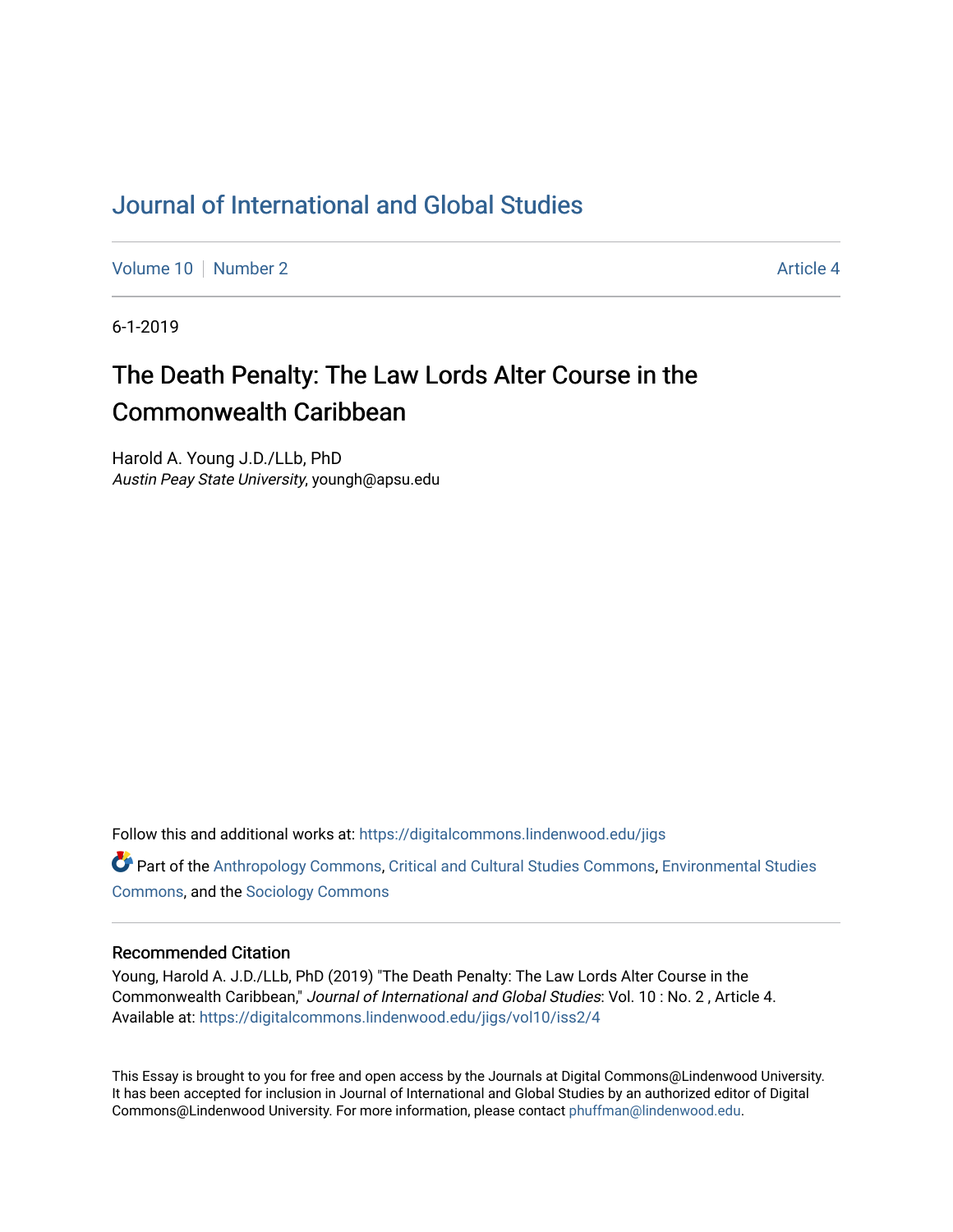# Journal of International and Global Studies

Volume 10 | Number 2 | Article 4

6-1-2019

## The Death Penalty: The Law Lords Alter Course in the Commonwealth Caribbean

Harold A. Young J.D./LLb, PhD
*Austin Peay State University*, youngh@apsu.edu

Follow this and additional works at: https://digitalcommons.lindenwood.edu/jigs

Part of the Anthropology Commons, Critical and Cultural Studies Commons, Environmental Studies Commons, and the Sociology Commons

### Recommended Citation

Young, Harold A. J.D./LLb, PhD (2019) "The Death Penalty: The Law Lords Alter Course in the Commonwealth Caribbean," *Journal of International and Global Studies*: Vol. 10 : No. 2 , Article 4.
Available at: https://digitalcommons.lindenwood.edu/jigs/vol10/iss2/4

This Essay is brought to you for free and open access by the Journals at Digital Commons@Lindenwood University. It has been accepted for inclusion in Journal of International and Global Studies by an authorized editor of Digital Commons@Lindenwood University. For more information, please contact phuffman@lindenwood.edu.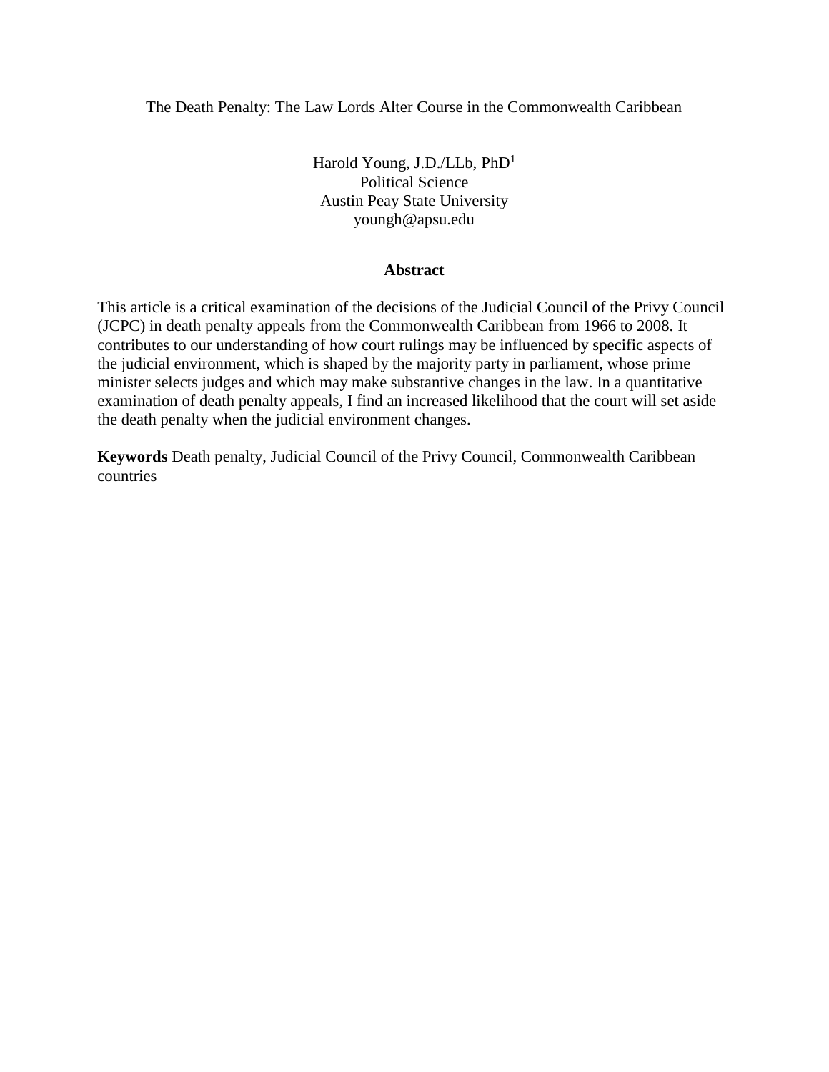# The Death Penalty: The Law Lords Alter Course in the Commonwealth Caribbean

Harold Young, J.D./LLb, PhD[1]
Political Science
Austin Peay State University
youngh@apsu.edu

## Abstract

This article is a critical examination of the decisions of the Judicial Council of the Privy Council (JCPC) in death penalty appeals from the Commonwealth Caribbean from 1966 to 2008. It contributes to our understanding of how court rulings may be influenced by specific aspects of the judicial environment, which is shaped by the majority party in parliament, whose prime minister selects judges and which may make substantive changes in the law. In a quantitative examination of death penalty appeals, I find an increased likelihood that the court will set aside the death penalty when the judicial environment changes.

**Keywords** Death penalty, Judicial Council of the Privy Council, Commonwealth Caribbean countries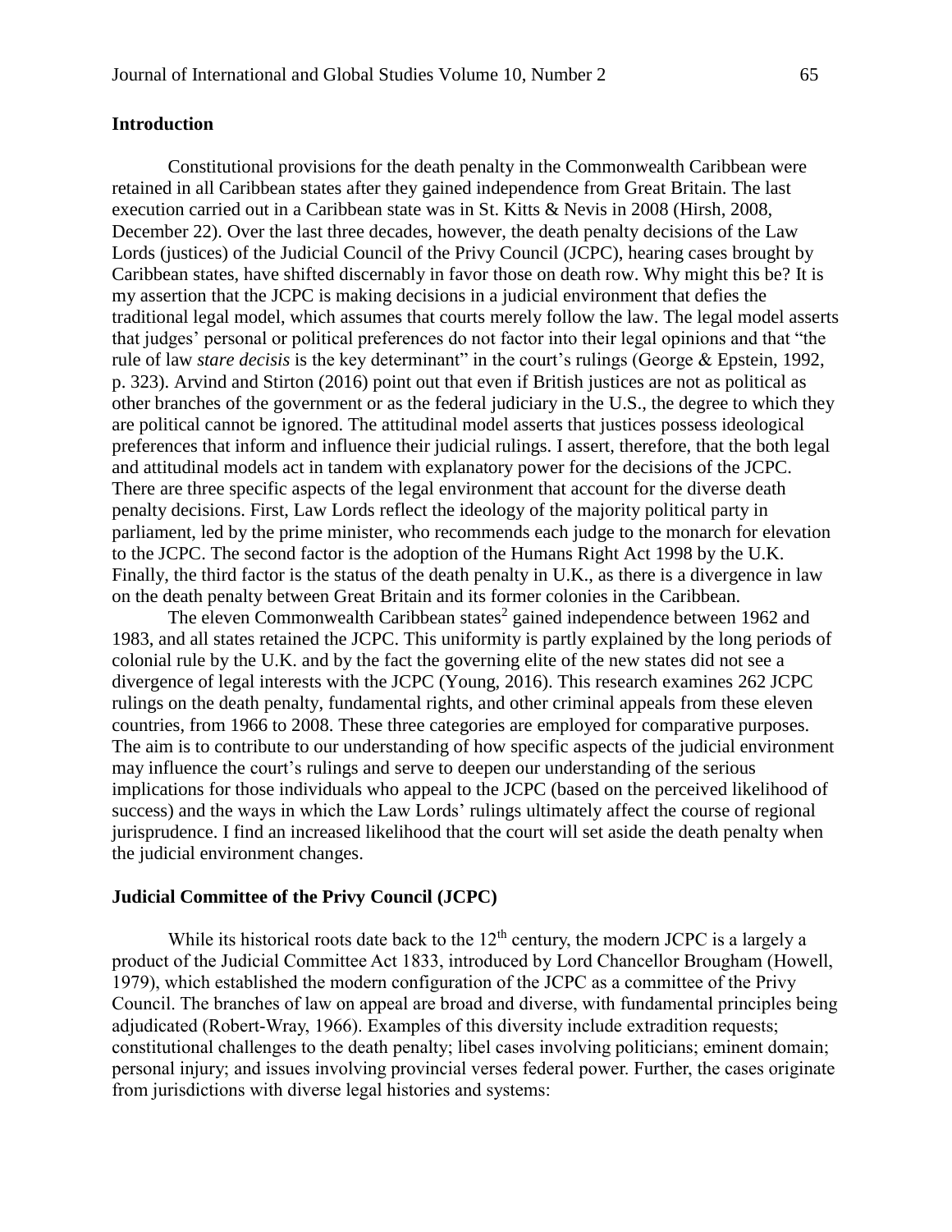## Introduction

Constitutional provisions for the death penalty in the Commonwealth Caribbean were retained in all Caribbean states after they gained independence from Great Britain. The last execution carried out in a Caribbean state was in St. Kitts & Nevis in 2008 (Hirsh, 2008, December 22). Over the last three decades, however, the death penalty decisions of the Law Lords (justices) of the Judicial Council of the Privy Council (JCPC), hearing cases brought by Caribbean states, have shifted discernably in favor those on death row. Why might this be? It is my assertion that the JCPC is making decisions in a judicial environment that defies the traditional legal model, which assumes that courts merely follow the law. The legal model asserts that judges' personal or political preferences do not factor into their legal opinions and that "the rule of law *stare decisis* is the key determinant" in the court's rulings (George & Epstein, 1992, p. 323). Arvind and Stirton (2016) point out that even if British justices are not as political as other branches of the government or as the federal judiciary in the U.S., the degree to which they are political cannot be ignored. The attitudinal model asserts that justices possess ideological preferences that inform and influence their judicial rulings. I assert, therefore, that the both legal and attitudinal models act in tandem with explanatory power for the decisions of the JCPC. There are three specific aspects of the legal environment that account for the diverse death penalty decisions. First, Law Lords reflect the ideology of the majority political party in parliament, led by the prime minister, who recommends each judge to the monarch for elevation to the JCPC. The second factor is the adoption of the Humans Right Act 1998 by the U.K. Finally, the third factor is the status of the death penalty in U.K., as there is a divergence in law on the death penalty between Great Britain and its former colonies in the Caribbean.

The eleven Commonwealth Caribbean states[2] gained independence between 1962 and 1983, and all states retained the JCPC. This uniformity is partly explained by the long periods of colonial rule by the U.K. and by the fact the governing elite of the new states did not see a divergence of legal interests with the JCPC (Young, 2016). This research examines 262 JCPC rulings on the death penalty, fundamental rights, and other criminal appeals from these eleven countries, from 1966 to 2008. These three categories are employed for comparative purposes. The aim is to contribute to our understanding of how specific aspects of the judicial environment may influence the court's rulings and serve to deepen our understanding of the serious implications for those individuals who appeal to the JCPC (based on the perceived likelihood of success) and the ways in which the Law Lords' rulings ultimately affect the course of regional jurisprudence. I find an increased likelihood that the court will set aside the death penalty when the judicial environment changes.

## Judicial Committee of the Privy Council (JCPC)

While its historical roots date back to the 12th century, the modern JCPC is a largely a product of the Judicial Committee Act 1833, introduced by Lord Chancellor Brougham (Howell, 1979), which established the modern configuration of the JCPC as a committee of the Privy Council. The branches of law on appeal are broad and diverse, with fundamental principles being adjudicated (Robert-Wray, 1966). Examples of this diversity include extradition requests; constitutional challenges to the death penalty; libel cases involving politicians; eminent domain; personal injury; and issues involving provincial verses federal power. Further, the cases originate from jurisdictions with diverse legal histories and systems: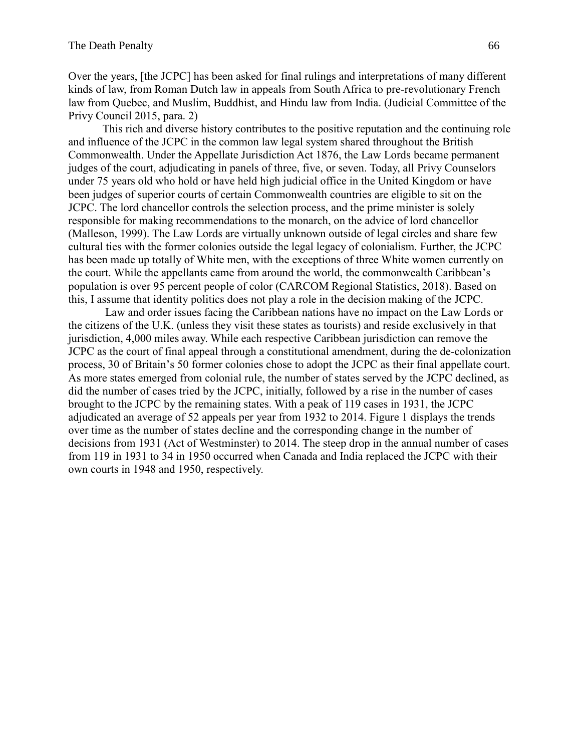Over the years, [the JCPC] has been asked for final rulings and interpretations of many different kinds of law, from Roman Dutch law in appeals from South Africa to pre-revolutionary French law from Quebec, and Muslim, Buddhist, and Hindu law from India. (Judicial Committee of the Privy Council 2015, para. 2)

This rich and diverse history contributes to the positive reputation and the continuing role and influence of the JCPC in the common law legal system shared throughout the British Commonwealth. Under the Appellate Jurisdiction Act 1876, the Law Lords became permanent judges of the court, adjudicating in panels of three, five, or seven. Today, all Privy Counselors under 75 years old who hold or have held high judicial office in the United Kingdom or have been judges of superior courts of certain Commonwealth countries are eligible to sit on the JCPC. The lord chancellor controls the selection process, and the prime minister is solely responsible for making recommendations to the monarch, on the advice of lord chancellor (Malleson, 1999). The Law Lords are virtually unknown outside of legal circles and share few cultural ties with the former colonies outside the legal legacy of colonialism. Further, the JCPC has been made up totally of White men, with the exceptions of three White women currently on the court. While the appellants came from around the world, the commonwealth Caribbean's population is over 95 percent people of color (CARCOM Regional Statistics, 2018). Based on this, I assume that identity politics does not play a role in the decision making of the JCPC.

Law and order issues facing the Caribbean nations have no impact on the Law Lords or the citizens of the U.K. (unless they visit these states as tourists) and reside exclusively in that jurisdiction, 4,000 miles away. While each respective Caribbean jurisdiction can remove the JCPC as the court of final appeal through a constitutional amendment, during the de-colonization process, 30 of Britain's 50 former colonies chose to adopt the JCPC as their final appellate court. As more states emerged from colonial rule, the number of states served by the JCPC declined, as did the number of cases tried by the JCPC, initially, followed by a rise in the number of cases brought to the JCPC by the remaining states. With a peak of 119 cases in 1931, the JCPC adjudicated an average of 52 appeals per year from 1932 to 2014. Figure 1 displays the trends over time as the number of states decline and the corresponding change in the number of decisions from 1931 (Act of Westminster) to 2014. The steep drop in the annual number of cases from 119 in 1931 to 34 in 1950 occurred when Canada and India replaced the JCPC with their own courts in 1948 and 1950, respectively.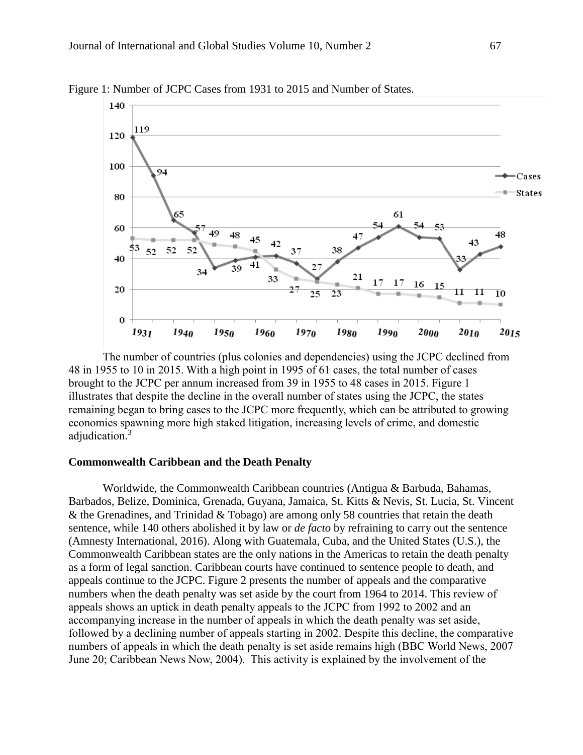Figure 1: Number of JCPC Cases from 1931 to 2015 and Number of States.

The number of countries (plus colonies and dependencies) using the JCPC declined from 48 in 1955 to 10 in 2015. With a high point in 1995 of 61 cases, the total number of cases brought to the JCPC per annum increased from 39 in 1955 to 48 cases in 2015. Figure 1 illustrates that despite the decline in the overall number of states using the JCPC, the states remaining began to bring cases to the JCPC more frequently, which can be attributed to growing economies spawning more high staked litigation, increasing levels of crime, and domestic adjudication.[3]

### Commonwealth Caribbean and the Death Penalty

Worldwide, the Commonwealth Caribbean countries (Antigua & Barbuda, Bahamas, Barbados, Belize, Dominica, Grenada, Guyana, Jamaica, St. Kitts & Nevis, St. Lucia, St. Vincent & the Grenadines, and Trinidad & Tobago) are among only 58 countries that retain the death sentence, while 140 others abolished it by law or *de facto* by refraining to carry out the sentence (Amnesty International, 2016). Along with Guatemala, Cuba, and the United States (U.S.), the Commonwealth Caribbean states are the only nations in the Americas to retain the death penalty as a form of legal sanction. Caribbean courts have continued to sentence people to death, and appeals continue to the JCPC. Figure 2 presents the number of appeals and the comparative numbers when the death penalty was set aside by the court from 1964 to 2014. This review of appeals shows an uptick in death penalty appeals to the JCPC from 1992 to 2002 and an accompanying increase in the number of appeals in which the death penalty was set aside, followed by a declining number of appeals starting in 2002. Despite this decline, the comparative numbers of appeals in which the death penalty is set aside remains high (BBC World News, 2007 June 20; Caribbean News Now, 2004). This activity is explained by the involvement of the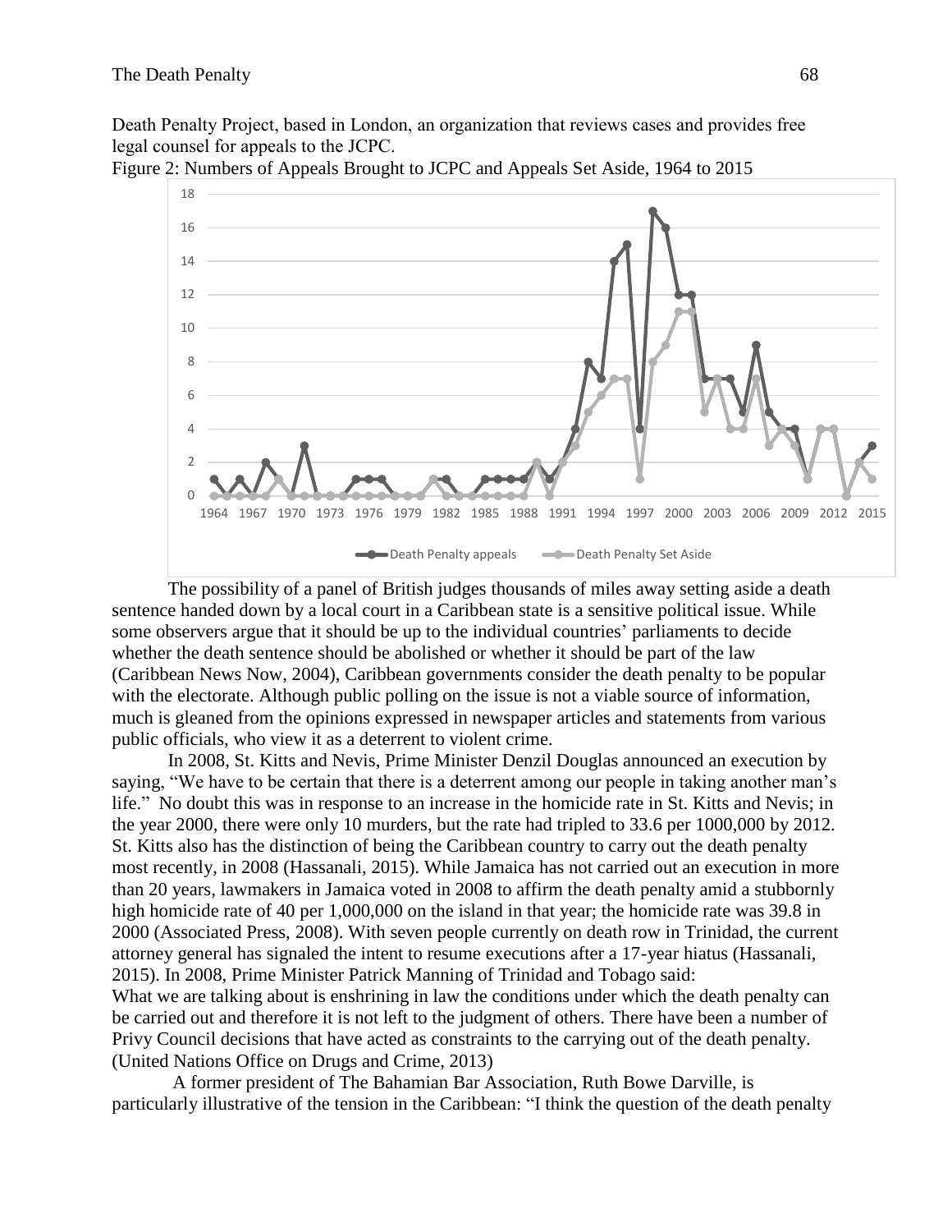Death Penalty Project, based in London, an organization that reviews cases and provides free legal counsel for appeals to the JCPC.

Figure 2: Numbers of Appeals Brought to JCPC and Appeals Set Aside, 1964 to 2015

The possibility of a panel of British judges thousands of miles away setting aside a death sentence handed down by a local court in a Caribbean state is a sensitive political issue. While some observers argue that it should be up to the individual countries' parliaments to decide whether the death sentence should be abolished or whether it should be part of the law (Caribbean News Now, 2004), Caribbean governments consider the death penalty to be popular with the electorate. Although public polling on the issue is not a viable source of information, much is gleaned from the opinions expressed in newspaper articles and statements from various public officials, who view it as a deterrent to violent crime.

In 2008, St. Kitts and Nevis, Prime Minister Denzil Douglas announced an execution by saying, "We have to be certain that there is a deterrent among our people in taking another man's life." No doubt this was in response to an increase in the homicide rate in St. Kitts and Nevis; in the year 2000, there were only 10 murders, but the rate had tripled to 33.6 per 1000,000 by 2012. St. Kitts also has the distinction of being the Caribbean country to carry out the death penalty most recently, in 2008 (Hassanali, 2015). While Jamaica has not carried out an execution in more than 20 years, lawmakers in Jamaica voted in 2008 to affirm the death penalty amid a stubbornly high homicide rate of 40 per 1,000,000 on the island in that year; the homicide rate was 39.8 in 2000 (Associated Press, 2008). With seven people currently on death row in Trinidad, the current attorney general has signaled the intent to resume executions after a 17-year hiatus (Hassanali, 2015). In 2008, Prime Minister Patrick Manning of Trinidad and Tobago said:

What we are talking about is enshrining in law the conditions under which the death penalty can be carried out and therefore it is not left to the judgment of others. There have been a number of Privy Council decisions that have acted as constraints to the carrying out of the death penalty. (United Nations Office on Drugs and Crime, 2013)

A former president of The Bahamian Bar Association, Ruth Bowe Darville, is particularly illustrative of the tension in the Caribbean: "I think the question of the death penalty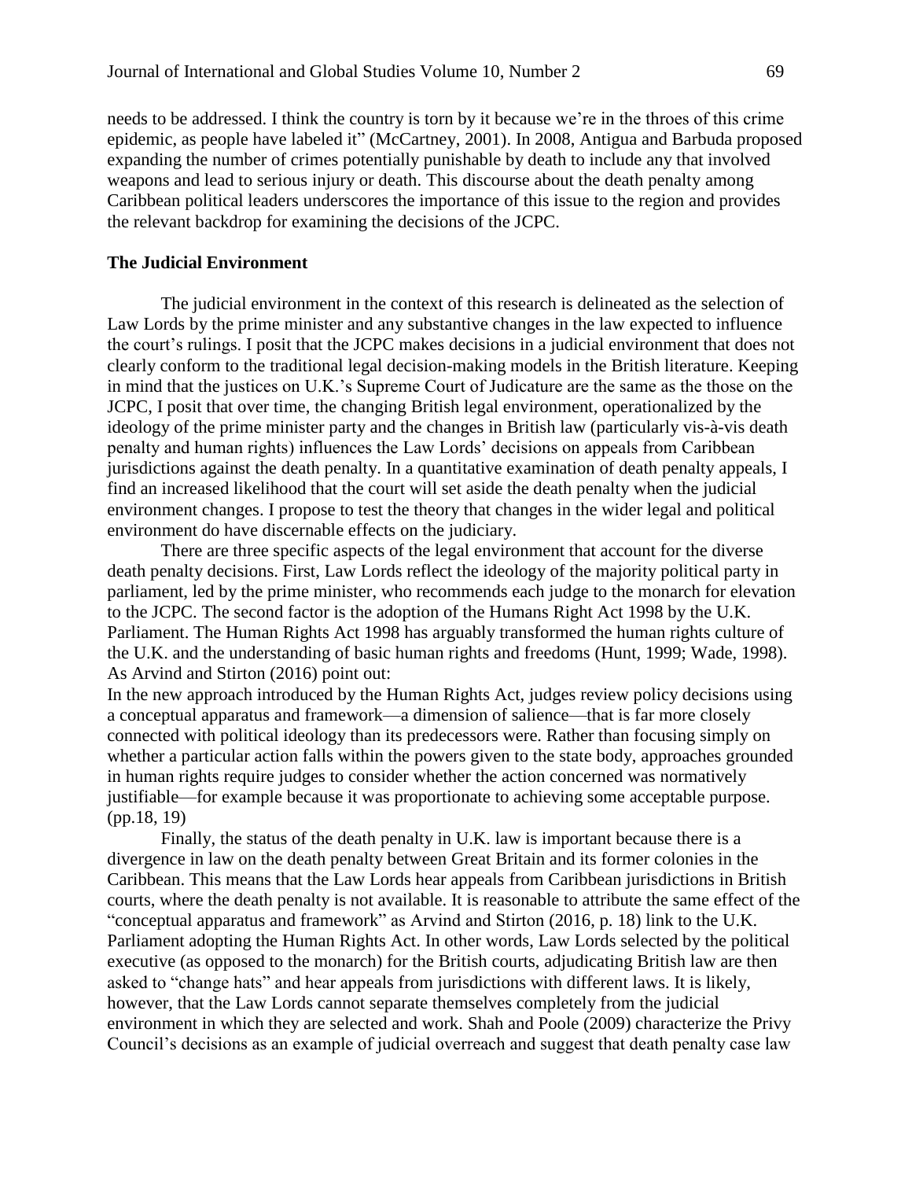needs to be addressed. I think the country is torn by it because we're in the throes of this crime epidemic, as people have labeled it" (McCartney, 2001). In 2008, Antigua and Barbuda proposed expanding the number of crimes potentially punishable by death to include any that involved weapons and lead to serious injury or death. This discourse about the death penalty among Caribbean political leaders underscores the importance of this issue to the region and provides the relevant backdrop for examining the decisions of the JCPC.

**The Judicial Environment**

The judicial environment in the context of this research is delineated as the selection of Law Lords by the prime minister and any substantive changes in the law expected to influence the court's rulings. I posit that the JCPC makes decisions in a judicial environment that does not clearly conform to the traditional legal decision-making models in the British literature. Keeping in mind that the justices on U.K.'s Supreme Court of Judicature are the same as the those on the JCPC, I posit that over time, the changing British legal environment, operationalized by the ideology of the prime minister party and the changes in British law (particularly vis-à-vis death penalty and human rights) influences the Law Lords' decisions on appeals from Caribbean jurisdictions against the death penalty. In a quantitative examination of death penalty appeals, I find an increased likelihood that the court will set aside the death penalty when the judicial environment changes. I propose to test the theory that changes in the wider legal and political environment do have discernable effects on the judiciary.

There are three specific aspects of the legal environment that account for the diverse death penalty decisions. First, Law Lords reflect the ideology of the majority political party in parliament, led by the prime minister, who recommends each judge to the monarch for elevation to the JCPC. The second factor is the adoption of the Humans Right Act 1998 by the U.K. Parliament. The Human Rights Act 1998 has arguably transformed the human rights culture of the U.K. and the understanding of basic human rights and freedoms (Hunt, 1999; Wade, 1998). As Arvind and Stirton (2016) point out:

In the new approach introduced by the Human Rights Act, judges review policy decisions using a conceptual apparatus and framework—a dimension of salience—that is far more closely connected with political ideology than its predecessors were. Rather than focusing simply on whether a particular action falls within the powers given to the state body, approaches grounded in human rights require judges to consider whether the action concerned was normatively justifiable—for example because it was proportionate to achieving some acceptable purpose. (pp.18, 19)

Finally, the status of the death penalty in U.K. law is important because there is a divergence in law on the death penalty between Great Britain and its former colonies in the Caribbean. This means that the Law Lords hear appeals from Caribbean jurisdictions in British courts, where the death penalty is not available. It is reasonable to attribute the same effect of the "conceptual apparatus and framework" as Arvind and Stirton (2016, p. 18) link to the U.K. Parliament adopting the Human Rights Act. In other words, Law Lords selected by the political executive (as opposed to the monarch) for the British courts, adjudicating British law are then asked to "change hats" and hear appeals from jurisdictions with different laws. It is likely, however, that the Law Lords cannot separate themselves completely from the judicial environment in which they are selected and work. Shah and Poole (2009) characterize the Privy Council's decisions as an example of judicial overreach and suggest that death penalty case law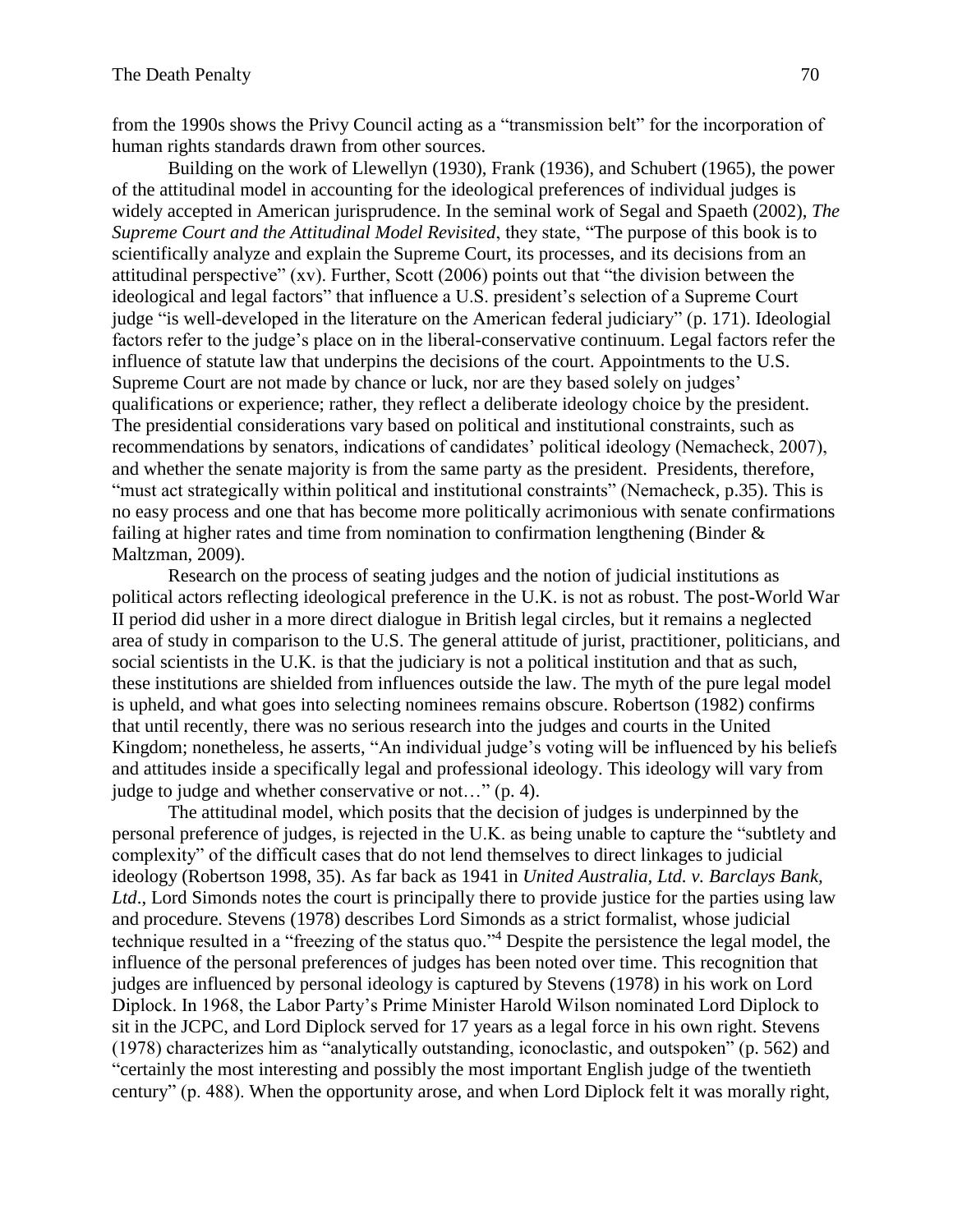from the 1990s shows the Privy Council acting as a "transmission belt" for the incorporation of human rights standards drawn from other sources.

Building on the work of Llewellyn (1930), Frank (1936), and Schubert (1965), the power of the attitudinal model in accounting for the ideological preferences of individual judges is widely accepted in American jurisprudence. In the seminal work of Segal and Spaeth (2002), *The Supreme Court and the Attitudinal Model Revisited*, they state, "The purpose of this book is to scientifically analyze and explain the Supreme Court, its processes, and its decisions from an attitudinal perspective" (xv). Further, Scott (2006) points out that "the division between the ideological and legal factors" that influence a U.S. president's selection of a Supreme Court judge "is well-developed in the literature on the American federal judiciary" (p. 171). Ideologial factors refer to the judge's place on in the liberal-conservative continuum. Legal factors refer the influence of statute law that underpins the decisions of the court. Appointments to the U.S. Supreme Court are not made by chance or luck, nor are they based solely on judges' qualifications or experience; rather, they reflect a deliberate ideology choice by the president. The presidential considerations vary based on political and institutional constraints, such as recommendations by senators, indications of candidates' political ideology (Nemacheck, 2007), and whether the senate majority is from the same party as the president. Presidents, therefore, "must act strategically within political and institutional constraints" (Nemacheck, p.35). This is no easy process and one that has become more politically acrimonious with senate confirmations failing at higher rates and time from nomination to confirmation lengthening (Binder & Maltzman, 2009).

Research on the process of seating judges and the notion of judicial institutions as political actors reflecting ideological preference in the U.K. is not as robust. The post-World War II period did usher in a more direct dialogue in British legal circles, but it remains a neglected area of study in comparison to the U.S. The general attitude of jurist, practitioner, politicians, and social scientists in the U.K. is that the judiciary is not a political institution and that as such, these institutions are shielded from influences outside the law. The myth of the pure legal model is upheld, and what goes into selecting nominees remains obscure. Robertson (1982) confirms that until recently, there was no serious research into the judges and courts in the United Kingdom; nonetheless, he asserts, "An individual judge's voting will be influenced by his beliefs and attitudes inside a specifically legal and professional ideology. This ideology will vary from judge to judge and whether conservative or not…" (p. 4).

The attitudinal model, which posits that the decision of judges is underpinned by the personal preference of judges, is rejected in the U.K. as being unable to capture the "subtlety and complexity" of the difficult cases that do not lend themselves to direct linkages to judicial ideology (Robertson 1998, 35). As far back as 1941 in *United Australia, Ltd. v. Barclays Bank, Ltd*., Lord Simonds notes the court is principally there to provide justice for the parties using law and procedure. Stevens (1978) describes Lord Simonds as a strict formalist, whose judicial technique resulted in a "freezing of the status quo."[4] Despite the persistence the legal model, the influence of the personal preferences of judges has been noted over time. This recognition that judges are influenced by personal ideology is captured by Stevens (1978) in his work on Lord Diplock. In 1968, the Labor Party's Prime Minister Harold Wilson nominated Lord Diplock to sit in the JCPC, and Lord Diplock served for 17 years as a legal force in his own right. Stevens (1978) characterizes him as "analytically outstanding, iconoclastic, and outspoken" (p. 562) and "certainly the most interesting and possibly the most important English judge of the twentieth century" (p. 488). When the opportunity arose, and when Lord Diplock felt it was morally right,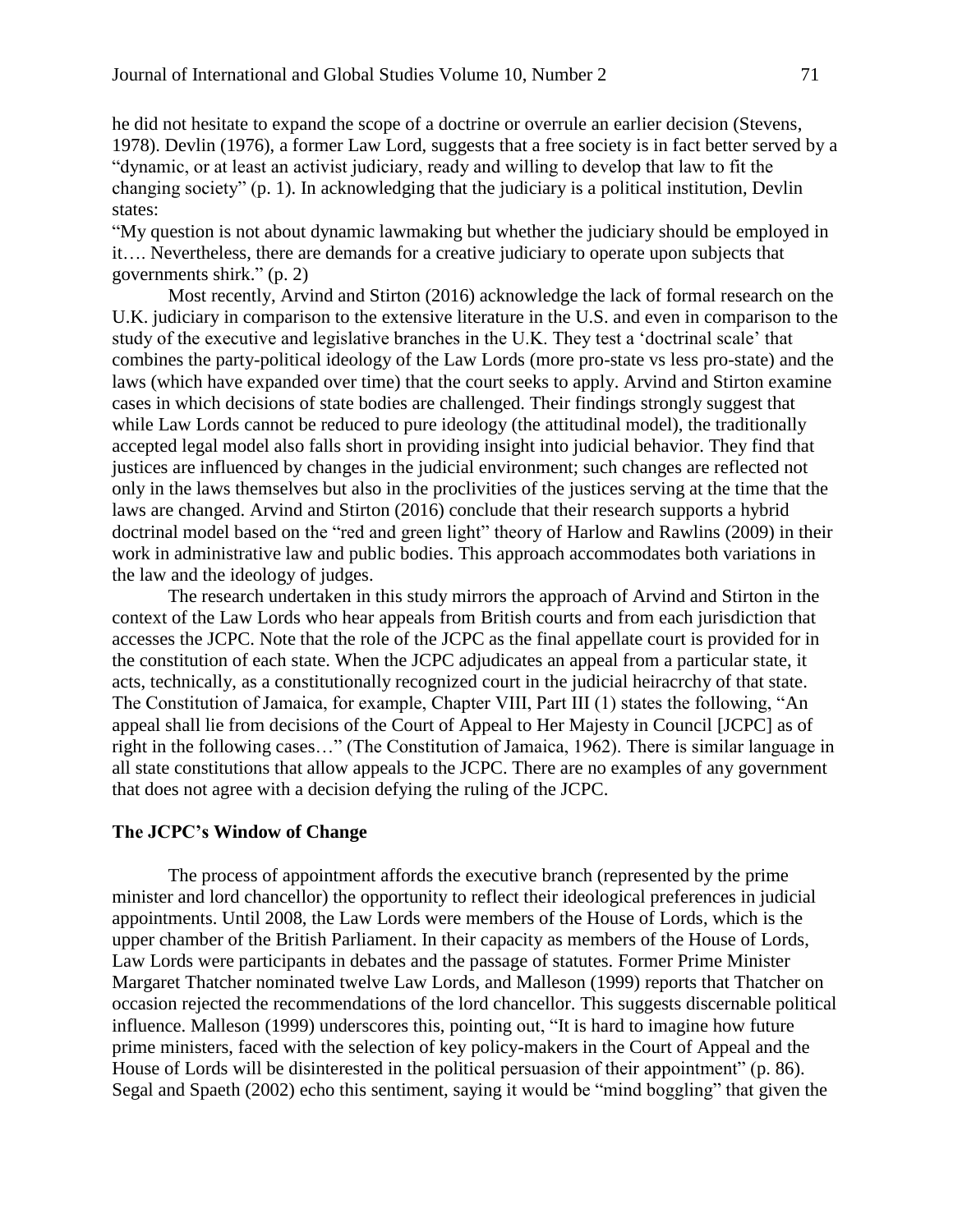he did not hesitate to expand the scope of a doctrine or overrule an earlier decision (Stevens, 1978). Devlin (1976), a former Law Lord, suggests that a free society is in fact better served by a "dynamic, or at least an activist judiciary, ready and willing to develop that law to fit the changing society" (p. 1). In acknowledging that the judiciary is a political institution, Devlin states:

"My question is not about dynamic lawmaking but whether the judiciary should be employed in it…. Nevertheless, there are demands for a creative judiciary to operate upon subjects that governments shirk." (p. 2)

Most recently, Arvind and Stirton (2016) acknowledge the lack of formal research on the U.K. judiciary in comparison to the extensive literature in the U.S. and even in comparison to the study of the executive and legislative branches in the U.K. They test a 'doctrinal scale' that combines the party-political ideology of the Law Lords (more pro-state vs less pro-state) and the laws (which have expanded over time) that the court seeks to apply. Arvind and Stirton examine cases in which decisions of state bodies are challenged. Their findings strongly suggest that while Law Lords cannot be reduced to pure ideology (the attitudinal model), the traditionally accepted legal model also falls short in providing insight into judicial behavior. They find that justices are influenced by changes in the judicial environment; such changes are reflected not only in the laws themselves but also in the proclivities of the justices serving at the time that the laws are changed. Arvind and Stirton (2016) conclude that their research supports a hybrid doctrinal model based on the "red and green light" theory of Harlow and Rawlins (2009) in their work in administrative law and public bodies. This approach accommodates both variations in the law and the ideology of judges.

The research undertaken in this study mirrors the approach of Arvind and Stirton in the context of the Law Lords who hear appeals from British courts and from each jurisdiction that accesses the JCPC. Note that the role of the JCPC as the final appellate court is provided for in the constitution of each state. When the JCPC adjudicates an appeal from a particular state, it acts, technically, as a constitutionally recognized court in the judicial heiracrchy of that state. The Constitution of Jamaica, for example, Chapter VIII, Part III (1) states the following, "An appeal shall lie from decisions of the Court of Appeal to Her Majesty in Council [JCPC] as of right in the following cases…" (The Constitution of Jamaica, 1962). There is similar language in all state constitutions that allow appeals to the JCPC. There are no examples of any government that does not agree with a decision defying the ruling of the JCPC.

## The JCPC's Window of Change

The process of appointment affords the executive branch (represented by the prime minister and lord chancellor) the opportunity to reflect their ideological preferences in judicial appointments. Until 2008, the Law Lords were members of the House of Lords, which is the upper chamber of the British Parliament. In their capacity as members of the House of Lords, Law Lords were participants in debates and the passage of statutes. Former Prime Minister Margaret Thatcher nominated twelve Law Lords, and Malleson (1999) reports that Thatcher on occasion rejected the recommendations of the lord chancellor. This suggests discernable political influence. Malleson (1999) underscores this, pointing out, "It is hard to imagine how future prime ministers, faced with the selection of key policy-makers in the Court of Appeal and the House of Lords will be disinterested in the political persuasion of their appointment" (p. 86). Segal and Spaeth (2002) echo this sentiment, saying it would be "mind boggling" that given the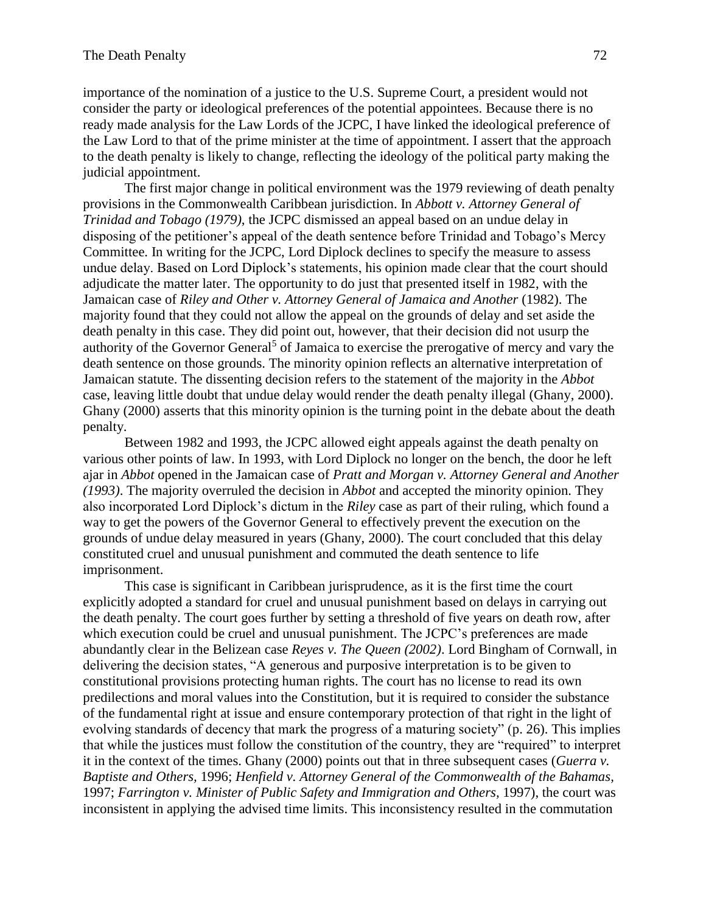importance of the nomination of a justice to the U.S. Supreme Court, a president would not consider the party or ideological preferences of the potential appointees. Because there is no ready made analysis for the Law Lords of the JCPC, I have linked the ideological preference of the Law Lord to that of the prime minister at the time of appointment. I assert that the approach to the death penalty is likely to change, reflecting the ideology of the political party making the judicial appointment.

The first major change in political environment was the 1979 reviewing of death penalty provisions in the Commonwealth Caribbean jurisdiction. In *Abbott v. Attorney General of Trinidad and Tobago (1979)*, the JCPC dismissed an appeal based on an undue delay in disposing of the petitioner's appeal of the death sentence before Trinidad and Tobago's Mercy Committee. In writing for the JCPC, Lord Diplock declines to specify the measure to assess undue delay. Based on Lord Diplock's statements, his opinion made clear that the court should adjudicate the matter later. The opportunity to do just that presented itself in 1982, with the Jamaican case of *Riley and Other v. Attorney General of Jamaica and Another* (1982). The majority found that they could not allow the appeal on the grounds of delay and set aside the death penalty in this case. They did point out, however, that their decision did not usurp the authority of the Governor General[5] of Jamaica to exercise the prerogative of mercy and vary the death sentence on those grounds. The minority opinion reflects an alternative interpretation of Jamaican statute. The dissenting decision refers to the statement of the majority in the *Abbot* case, leaving little doubt that undue delay would render the death penalty illegal (Ghany, 2000). Ghany (2000) asserts that this minority opinion is the turning point in the debate about the death penalty.

Between 1982 and 1993, the JCPC allowed eight appeals against the death penalty on various other points of law. In 1993, with Lord Diplock no longer on the bench, the door he left ajar in *Abbot* opened in the Jamaican case of *Pratt and Morgan v. Attorney General and Another (1993)*. The majority overruled the decision in *Abbot* and accepted the minority opinion. They also incorporated Lord Diplock's dictum in the *Riley* case as part of their ruling, which found a way to get the powers of the Governor General to effectively prevent the execution on the grounds of undue delay measured in years (Ghany, 2000). The court concluded that this delay constituted cruel and unusual punishment and commuted the death sentence to life imprisonment.

This case is significant in Caribbean jurisprudence, as it is the first time the court explicitly adopted a standard for cruel and unusual punishment based on delays in carrying out the death penalty. The court goes further by setting a threshold of five years on death row, after which execution could be cruel and unusual punishment. The JCPC's preferences are made abundantly clear in the Belizean case *Reyes v. The Queen (2002)*. Lord Bingham of Cornwall, in delivering the decision states, "A generous and purposive interpretation is to be given to constitutional provisions protecting human rights. The court has no license to read its own predilections and moral values into the Constitution, but it is required to consider the substance of the fundamental right at issue and ensure contemporary protection of that right in the light of evolving standards of decency that mark the progress of a maturing society" (p. 26). This implies that while the justices must follow the constitution of the country, they are "required" to interpret it in the context of the times. Ghany (2000) points out that in three subsequent cases (*Guerra v. Baptiste and Others,* 1996; *Henfield v. Attorney General of the Commonwealth of the Bahamas,* 1997; *Farrington v. Minister of Public Safety and Immigration and Others,* 1997), the court was inconsistent in applying the advised time limits. This inconsistency resulted in the commutation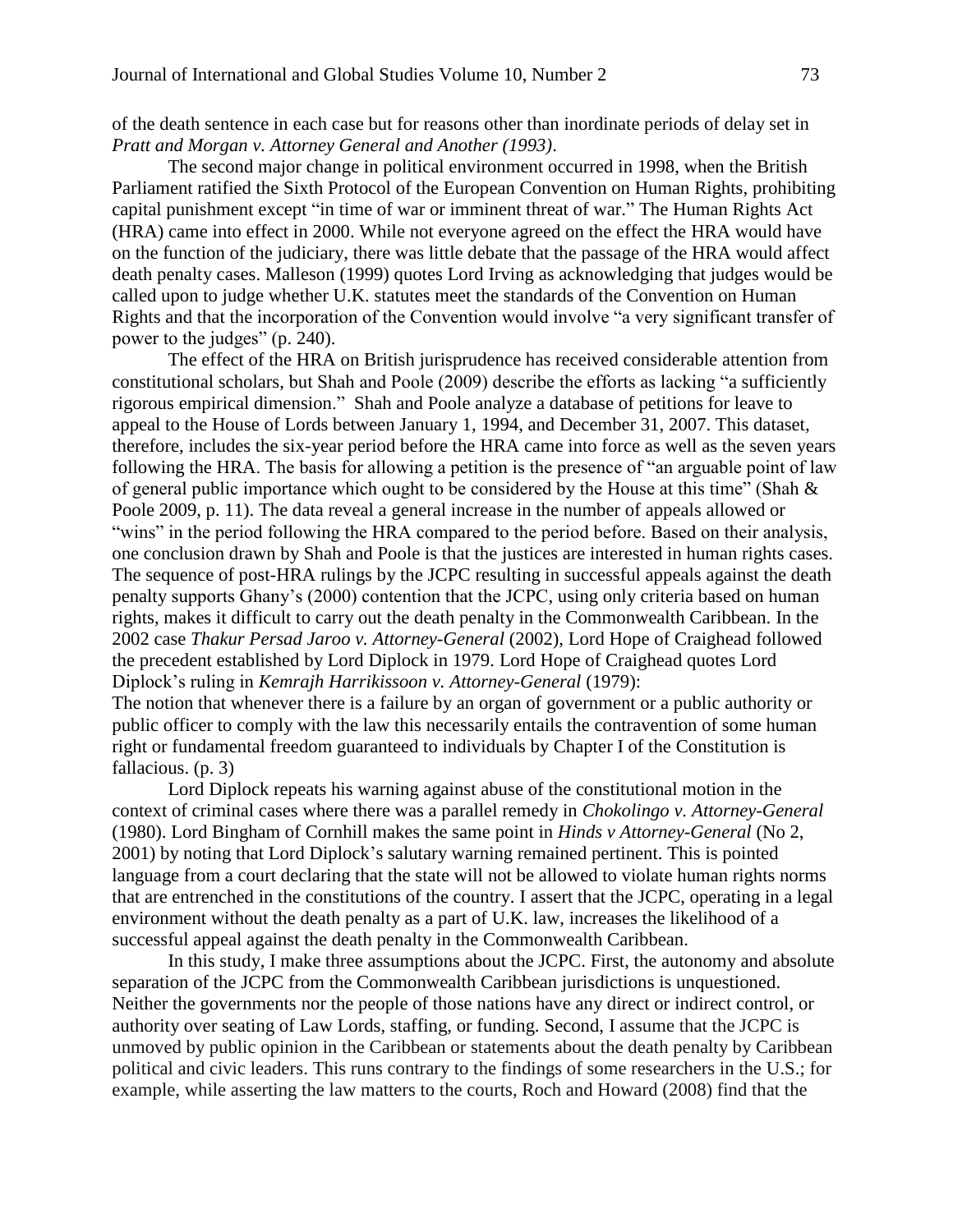of the death sentence in each case but for reasons other than inordinate periods of delay set in *Pratt and Morgan v. Attorney General and Another (1993)*.

The second major change in political environment occurred in 1998, when the British Parliament ratified the Sixth Protocol of the European Convention on Human Rights, prohibiting capital punishment except "in time of war or imminent threat of war." The Human Rights Act (HRA) came into effect in 2000. While not everyone agreed on the effect the HRA would have on the function of the judiciary, there was little debate that the passage of the HRA would affect death penalty cases. Malleson (1999) quotes Lord Irving as acknowledging that judges would be called upon to judge whether U.K. statutes meet the standards of the Convention on Human Rights and that the incorporation of the Convention would involve "a very significant transfer of power to the judges" (p. 240).

The effect of the HRA on British jurisprudence has received considerable attention from constitutional scholars, but Shah and Poole (2009) describe the efforts as lacking "a sufficiently rigorous empirical dimension." Shah and Poole analyze a database of petitions for leave to appeal to the House of Lords between January 1, 1994, and December 31, 2007. This dataset, therefore, includes the six-year period before the HRA came into force as well as the seven years following the HRA. The basis for allowing a petition is the presence of "an arguable point of law of general public importance which ought to be considered by the House at this time" (Shah & Poole 2009, p. 11). The data reveal a general increase in the number of appeals allowed or "wins" in the period following the HRA compared to the period before. Based on their analysis, one conclusion drawn by Shah and Poole is that the justices are interested in human rights cases. The sequence of post-HRA rulings by the JCPC resulting in successful appeals against the death penalty supports Ghany's (2000) contention that the JCPC, using only criteria based on human rights, makes it difficult to carry out the death penalty in the Commonwealth Caribbean. In the 2002 case *Thakur Persad Jaroo v. Attorney-General* (2002), Lord Hope of Craighead followed the precedent established by Lord Diplock in 1979. Lord Hope of Craighead quotes Lord Diplock's ruling in *Kemrajh Harrikissoon v. Attorney-General* (1979):

The notion that whenever there is a failure by an organ of government or a public authority or public officer to comply with the law this necessarily entails the contravention of some human right or fundamental freedom guaranteed to individuals by Chapter I of the Constitution is fallacious. (p. 3)

Lord Diplock repeats his warning against abuse of the constitutional motion in the context of criminal cases where there was a parallel remedy in *Chokolingo v. Attorney-General* (1980). Lord Bingham of Cornhill makes the same point in *Hinds v Attorney-General* (No 2, 2001) by noting that Lord Diplock's salutary warning remained pertinent. This is pointed language from a court declaring that the state will not be allowed to violate human rights norms that are entrenched in the constitutions of the country. I assert that the JCPC, operating in a legal environment without the death penalty as a part of U.K. law, increases the likelihood of a successful appeal against the death penalty in the Commonwealth Caribbean.

In this study, I make three assumptions about the JCPC. First, the autonomy and absolute separation of the JCPC from the Commonwealth Caribbean jurisdictions is unquestioned. Neither the governments nor the people of those nations have any direct or indirect control, or authority over seating of Law Lords, staffing, or funding. Second, I assume that the JCPC is unmoved by public opinion in the Caribbean or statements about the death penalty by Caribbean political and civic leaders. This runs contrary to the findings of some researchers in the U.S.; for example, while asserting the law matters to the courts, Roch and Howard (2008) find that the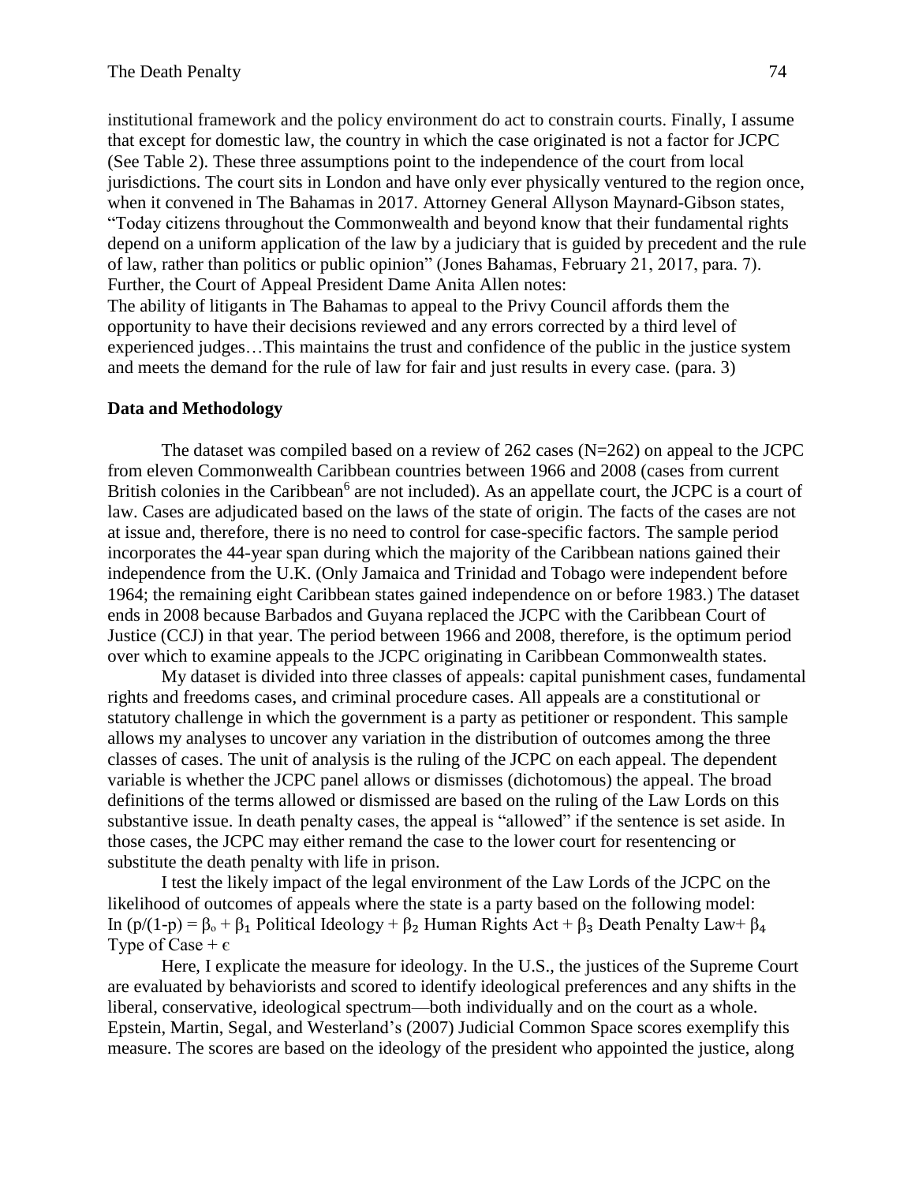institutional framework and the policy environment do act to constrain courts. Finally, I assume that except for domestic law, the country in which the case originated is not a factor for JCPC (See Table 2). These three assumptions point to the independence of the court from local jurisdictions. The court sits in London and have only ever physically ventured to the region once, when it convened in The Bahamas in 2017. Attorney General Allyson Maynard-Gibson states, "Today citizens throughout the Commonwealth and beyond know that their fundamental rights depend on a uniform application of the law by a judiciary that is guided by precedent and the rule of law, rather than politics or public opinion" (Jones Bahamas, February 21, 2017, para. 7). Further, the Court of Appeal President Dame Anita Allen notes:

The ability of litigants in The Bahamas to appeal to the Privy Council affords them the opportunity to have their decisions reviewed and any errors corrected by a third level of experienced judges…This maintains the trust and confidence of the public in the justice system and meets the demand for the rule of law for fair and just results in every case. (para. 3)

**Data and Methodology**

The dataset was compiled based on a review of 262 cases (N=262) on appeal to the JCPC from eleven Commonwealth Caribbean countries between 1966 and 2008 (cases from current British colonies in the Caribbean[6] are not included). As an appellate court, the JCPC is a court of law. Cases are adjudicated based on the laws of the state of origin. The facts of the cases are not at issue and, therefore, there is no need to control for case-specific factors. The sample period incorporates the 44-year span during which the majority of the Caribbean nations gained their independence from the U.K. (Only Jamaica and Trinidad and Tobago were independent before 1964; the remaining eight Caribbean states gained independence on or before 1983.) The dataset ends in 2008 because Barbados and Guyana replaced the JCPC with the Caribbean Court of Justice (CCJ) in that year. The period between 1966 and 2008, therefore, is the optimum period over which to examine appeals to the JCPC originating in Caribbean Commonwealth states.

My dataset is divided into three classes of appeals: capital punishment cases, fundamental rights and freedoms cases, and criminal procedure cases. All appeals are a constitutional or statutory challenge in which the government is a party as petitioner or respondent. This sample allows my analyses to uncover any variation in the distribution of outcomes among the three classes of cases. The unit of analysis is the ruling of the JCPC on each appeal. The dependent variable is whether the JCPC panel allows or dismisses (dichotomous) the appeal. The broad definitions of the terms allowed or dismissed are based on the ruling of the Law Lords on this substantive issue. In death penalty cases, the appeal is "allowed" if the sentence is set aside. In those cases, the JCPC may either remand the case to the lower court for resentencing or substitute the death penalty with life in prison.

I test the likely impact of the legal environment of the Law Lords of the JCPC on the likelihood of outcomes of appeals where the state is a party based on the following model:

$$\ln (p/(1-p)) = \beta_o + \beta_1 \text{ Political Ideology} + \beta_2 \text{ Human Rights Act} + \beta_3 \text{ Death Penalty Law} + \beta_4 \text{ Type of Case} + \epsilon$$

Here, I explicate the measure for ideology. In the U.S., the justices of the Supreme Court are evaluated by behaviorists and scored to identify ideological preferences and any shifts in the liberal, conservative, ideological spectrum—both individually and on the court as a whole. Epstein, Martin, Segal, and Westerland's (2007) Judicial Common Space scores exemplify this measure. The scores are based on the ideology of the president who appointed the justice, along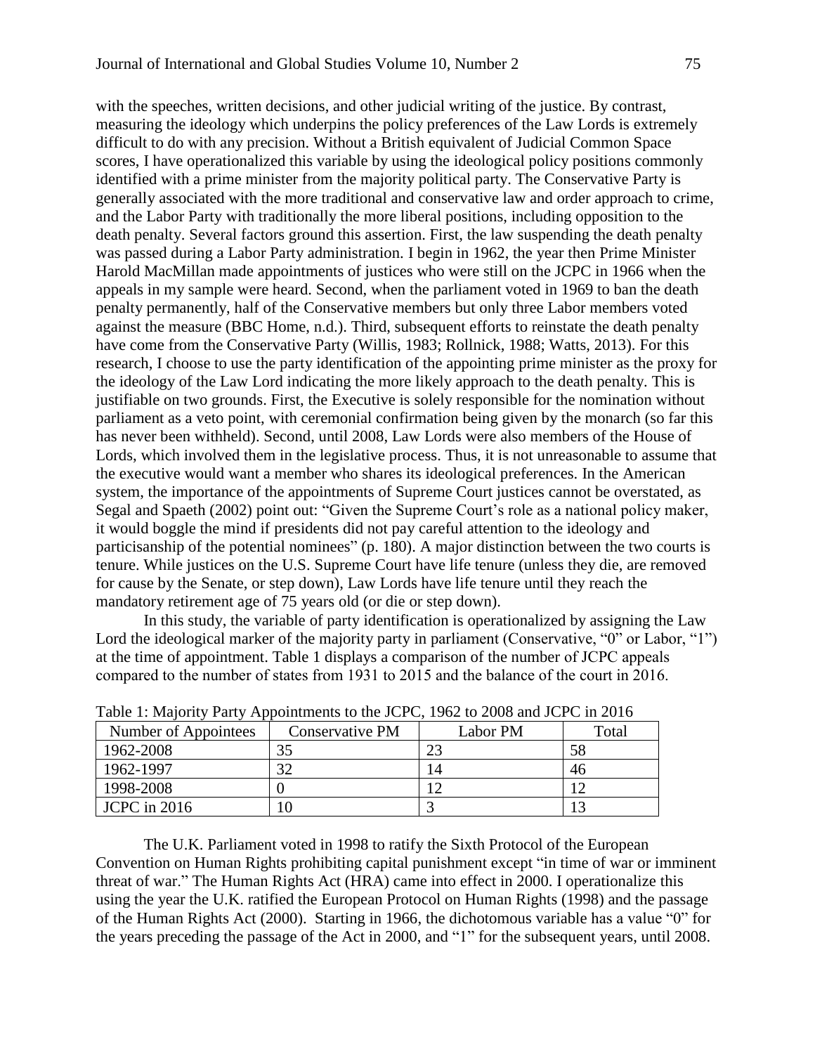with the speeches, written decisions, and other judicial writing of the justice. By contrast, measuring the ideology which underpins the policy preferences of the Law Lords is extremely difficult to do with any precision. Without a British equivalent of Judicial Common Space scores, I have operationalized this variable by using the ideological policy positions commonly identified with a prime minister from the majority political party. The Conservative Party is generally associated with the more traditional and conservative law and order approach to crime, and the Labor Party with traditionally the more liberal positions, including opposition to the death penalty. Several factors ground this assertion. First, the law suspending the death penalty was passed during a Labor Party administration. I begin in 1962, the year then Prime Minister Harold MacMillan made appointments of justices who were still on the JCPC in 1966 when the appeals in my sample were heard. Second, when the parliament voted in 1969 to ban the death penalty permanently, half of the Conservative members but only three Labor members voted against the measure (BBC Home, n.d.). Third, subsequent efforts to reinstate the death penalty have come from the Conservative Party (Willis, 1983; Rollnick, 1988; Watts, 2013). For this research, I choose to use the party identification of the appointing prime minister as the proxy for the ideology of the Law Lord indicating the more likely approach to the death penalty. This is justifiable on two grounds. First, the Executive is solely responsible for the nomination without parliament as a veto point, with ceremonial confirmation being given by the monarch (so far this has never been withheld). Second, until 2008, Law Lords were also members of the House of Lords, which involved them in the legislative process. Thus, it is not unreasonable to assume that the executive would want a member who shares its ideological preferences. In the American system, the importance of the appointments of Supreme Court justices cannot be overstated, as Segal and Spaeth (2002) point out: "Given the Supreme Court's role as a national policy maker, it would boggle the mind if presidents did not pay careful attention to the ideology and particisanship of the potential nominees" (p. 180). A major distinction between the two courts is tenure. While justices on the U.S. Supreme Court have life tenure (unless they die, are removed for cause by the Senate, or step down), Law Lords have life tenure until they reach the mandatory retirement age of 75 years old (or die or step down).

In this study, the variable of party identification is operationalized by assigning the Law Lord the ideological marker of the majority party in parliament (Conservative, "0" or Labor, "1") at the time of appointment. Table 1 displays a comparison of the number of JCPC appeals compared to the number of states from 1931 to 2015 and the balance of the court in 2016.

Table 1: Majority Party Appointments to the JCPC, 1962 to 2008 and JCPC in 2016

| Number of Appointees | Conservative PM | Labor PM | Total |
|---|---|---|---|
| 1962-2008 | 35 | 23 | 58 |
| 1962-1997 | 32 | 14 | 46 |
| 1998-2008 | 0 | 12 | 12 |
| JCPC in 2016 | 10 | 3 | 13 |

The U.K. Parliament voted in 1998 to ratify the Sixth Protocol of the European Convention on Human Rights prohibiting capital punishment except "in time of war or imminent threat of war." The Human Rights Act (HRA) came into effect in 2000. I operationalize this using the year the U.K. ratified the European Protocol on Human Rights (1998) and the passage of the Human Rights Act (2000). Starting in 1966, the dichotomous variable has a value "0" for the years preceding the passage of the Act in 2000, and "1" for the subsequent years, until 2008.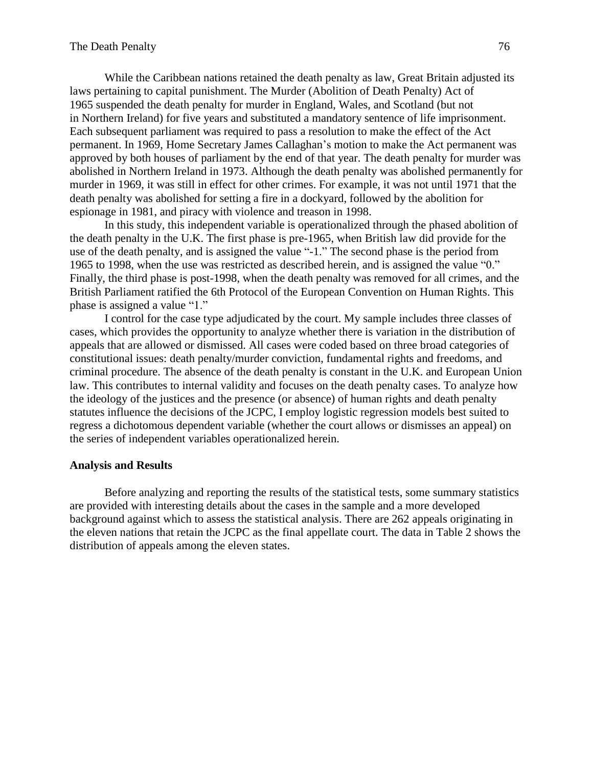While the Caribbean nations retained the death penalty as law, Great Britain adjusted its laws pertaining to capital punishment. The Murder (Abolition of Death Penalty) Act of 1965 suspended the death penalty for murder in England, Wales, and Scotland (but not in Northern Ireland) for five years and substituted a mandatory sentence of life imprisonment. Each subsequent parliament was required to pass a resolution to make the effect of the Act permanent. In 1969, Home Secretary James Callaghan's motion to make the Act permanent was approved by both houses of parliament by the end of that year. The death penalty for murder was abolished in Northern Ireland in 1973. Although the death penalty was abolished permanently for murder in 1969, it was still in effect for other crimes. For example, it was not until 1971 that the death penalty was abolished for setting a fire in a dockyard, followed by the abolition for espionage in 1981, and piracy with violence and treason in 1998.

In this study, this independent variable is operationalized through the phased abolition of the death penalty in the U.K. The first phase is pre-1965, when British law did provide for the use of the death penalty, and is assigned the value "-1." The second phase is the period from 1965 to 1998, when the use was restricted as described herein, and is assigned the value "0." Finally, the third phase is post-1998, when the death penalty was removed for all crimes, and the British Parliament ratified the 6th Protocol of the European Convention on Human Rights. This phase is assigned a value "1."

I control for the case type adjudicated by the court. My sample includes three classes of cases, which provides the opportunity to analyze whether there is variation in the distribution of appeals that are allowed or dismissed. All cases were coded based on three broad categories of constitutional issues: death penalty/murder conviction, fundamental rights and freedoms, and criminal procedure. The absence of the death penalty is constant in the U.K. and European Union law. This contributes to internal validity and focuses on the death penalty cases. To analyze how the ideology of the justices and the presence (or absence) of human rights and death penalty statutes influence the decisions of the JCPC, I employ logistic regression models best suited to regress a dichotomous dependent variable (whether the court allows or dismisses an appeal) on the series of independent variables operationalized herein.

**Analysis and Results**

Before analyzing and reporting the results of the statistical tests, some summary statistics are provided with interesting details about the cases in the sample and a more developed background against which to assess the statistical analysis. There are 262 appeals originating in the eleven nations that retain the JCPC as the final appellate court. The data in Table 2 shows the distribution of appeals among the eleven states.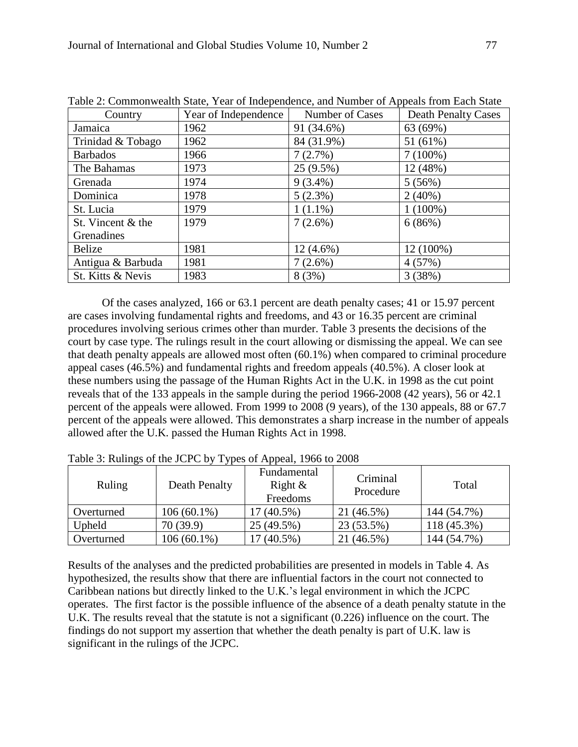Table 2: Commonwealth State, Year of Independence, and Number of Appeals from Each State

| Country | Year of Independence | Number of Cases | Death Penalty Cases |
|---|---|---|---|
| Jamaica | 1962 | 91 (34.6%) | 63 (69%) |
| Trinidad & Tobago | 1962 | 84 (31.9%) | 51 (61%) |
| Barbados | 1966 | 7 (2.7%) | 7 (100%) |
| The Bahamas | 1973 | 25 (9.5%) | 12 (48%) |
| Grenada | 1974 | 9 (3.4%) | 5 (56%) |
| Dominica | 1978 | 5 (2.3%) | 2 (40%) |
| St. Lucia | 1979 | 1 (1.1%) | 1 (100%) |
| St. Vincent & the Grenadines | 1979 | 7 (2.6%) | 6 (86%) |
| Belize | 1981 | 12 (4.6%) | 12 (100%) |
| Antigua & Barbuda | 1981 | 7 (2.6%) | 4 (57%) |
| St. Kitts & Nevis | 1983 | 8 (3%) | 3 (38%) |

Of the cases analyzed, 166 or 63.1 percent are death penalty cases; 41 or 15.97 percent are cases involving fundamental rights and freedoms, and 43 or 16.35 percent are criminal procedures involving serious crimes other than murder. Table 3 presents the decisions of the court by case type. The rulings result in the court allowing or dismissing the appeal. We can see that death penalty appeals are allowed most often (60.1%) when compared to criminal procedure appeal cases (46.5%) and fundamental rights and freedom appeals (40.5%). A closer look at these numbers using the passage of the Human Rights Act in the U.K. in 1998 as the cut point reveals that of the 133 appeals in the sample during the period 1966-2008 (42 years), 56 or 42.1 percent of the appeals were allowed. From 1999 to 2008 (9 years), of the 130 appeals, 88 or 67.7 percent of the appeals were allowed. This demonstrates a sharp increase in the number of appeals allowed after the U.K. passed the Human Rights Act in 1998.

Table 3: Rulings of the JCPC by Types of Appeal, 1966 to 2008

| Ruling | Death Penalty | Fundamental Right & Freedoms | Criminal Procedure | Total |
|---|---|---|---|---|
| Overturned | 106 (60.1%) | 17 (40.5%) | 21 (46.5%) | 144 (54.7%) |
| Upheld | 70 (39.9) | 25 (49.5%) | 23 (53.5%) | 118 (45.3%) |
| Overturned | 106 (60.1%) | 17 (40.5%) | 21 (46.5%) | 144 (54.7%) |

Results of the analyses and the predicted probabilities are presented in models in Table 4. As hypothesized, the results show that there are influential factors in the court not connected to Caribbean nations but directly linked to the U.K.'s legal environment in which the JCPC operates. The first factor is the possible influence of the absence of a death penalty statute in the U.K. The results reveal that the statute is not a significant (0.226) influence on the court. The findings do not support my assertion that whether the death penalty is part of U.K. law is significant in the rulings of the JCPC.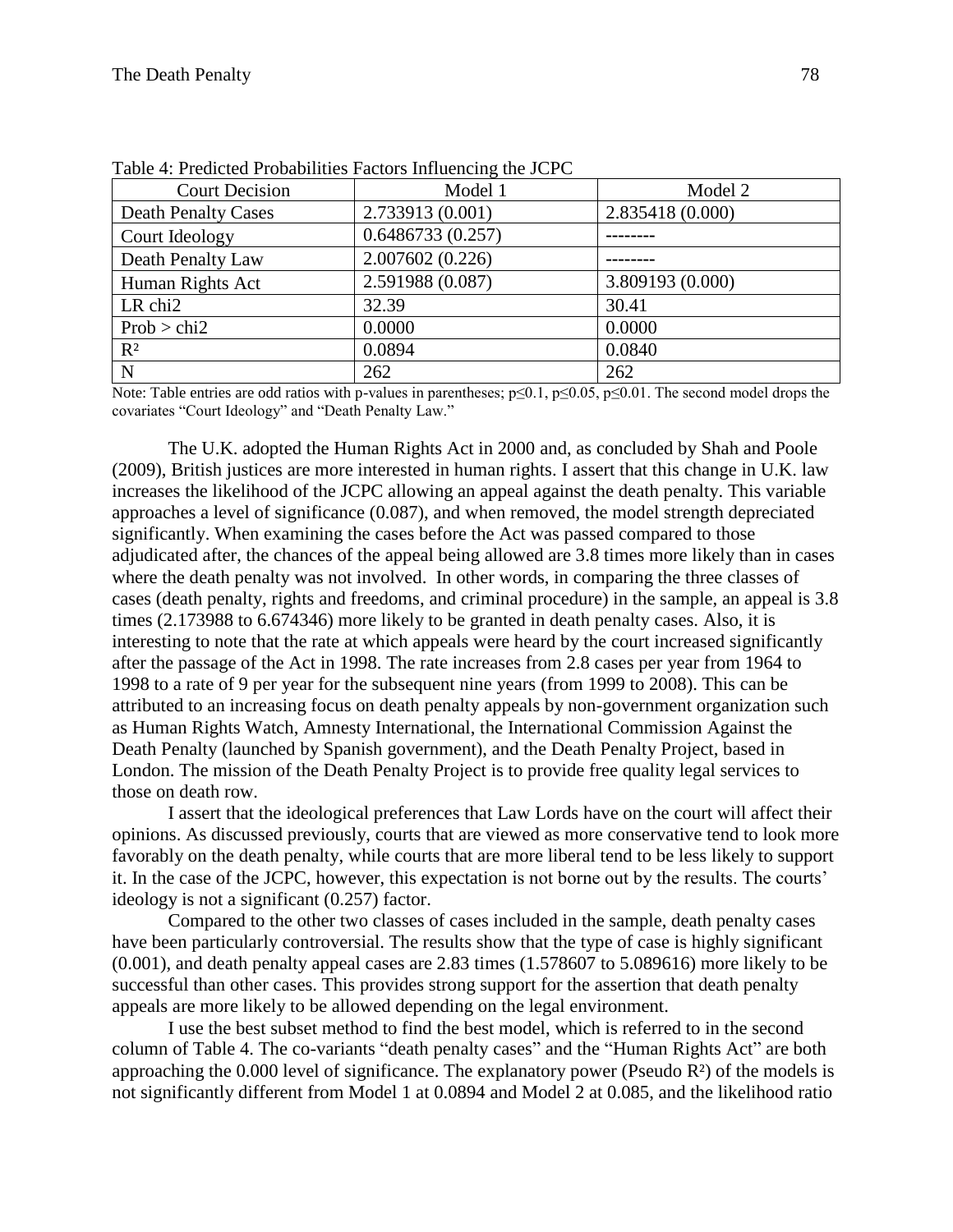Table 4: Predicted Probabilities Factors Influencing the JCPC

| Court Decision | Model 1 | Model 2 |
| --- | --- | --- |
| Death Penalty Cases | 2.733913 (0.001) | 2.835418 (0.000) |
| Court Ideology | 0.6486733 (0.257) | -------- |
| Death Penalty Law | 2.007602 (0.226) | -------- |
| Human Rights Act | 2.591988 (0.087) | 3.809193 (0.000) |
| LR chi2 | 32.39 | 30.41 |
| Prob > chi2 | 0.0000 | 0.0000 |
| $R^2$ | 0.0894 | 0.0840 |
| N | 262 | 262 |

Note: Table entries are odd ratios with p-values in parentheses; $p \leq 0.1$, $p \leq 0.05$, $p \leq 0.01$. The second model drops the covariates "Court Ideology" and "Death Penalty Law."

The U.K. adopted the Human Rights Act in 2000 and, as concluded by Shah and Poole (2009), British justices are more interested in human rights. I assert that this change in U.K. law increases the likelihood of the JCPC allowing an appeal against the death penalty. This variable approaches a level of significance (0.087), and when removed, the model strength depreciated significantly. When examining the cases before the Act was passed compared to those adjudicated after, the chances of the appeal being allowed are 3.8 times more likely than in cases where the death penalty was not involved. In other words, in comparing the three classes of cases (death penalty, rights and freedoms, and criminal procedure) in the sample, an appeal is 3.8 times (2.173988 to 6.674346) more likely to be granted in death penalty cases. Also, it is interesting to note that the rate at which appeals were heard by the court increased significantly after the passage of the Act in 1998. The rate increases from 2.8 cases per year from 1964 to 1998 to a rate of 9 per year for the subsequent nine years (from 1999 to 2008). This can be attributed to an increasing focus on death penalty appeals by non-government organization such as Human Rights Watch, Amnesty International, the International Commission Against the Death Penalty (launched by Spanish government), and the Death Penalty Project, based in London. The mission of the Death Penalty Project is to provide free quality legal services to those on death row.

I assert that the ideological preferences that Law Lords have on the court will affect their opinions. As discussed previously, courts that are viewed as more conservative tend to look more favorably on the death penalty, while courts that are more liberal tend to be less likely to support it. In the case of the JCPC, however, this expectation is not borne out by the results. The courts' ideology is not a significant (0.257) factor.

Compared to the other two classes of cases included in the sample, death penalty cases have been particularly controversial. The results show that the type of case is highly significant (0.001), and death penalty appeal cases are 2.83 times (1.578607 to 5.089616) more likely to be successful than other cases. This provides strong support for the assertion that death penalty appeals are more likely to be allowed depending on the legal environment.

I use the best subset method to find the best model, which is referred to in the second column of Table 4. The co-variants "death penalty cases" and the "Human Rights Act" are both approaching the 0.000 level of significance. The explanatory power (Pseudo $R^2$) of the models is not significantly different from Model 1 at 0.0894 and Model 2 at 0.085, and the likelihood ratio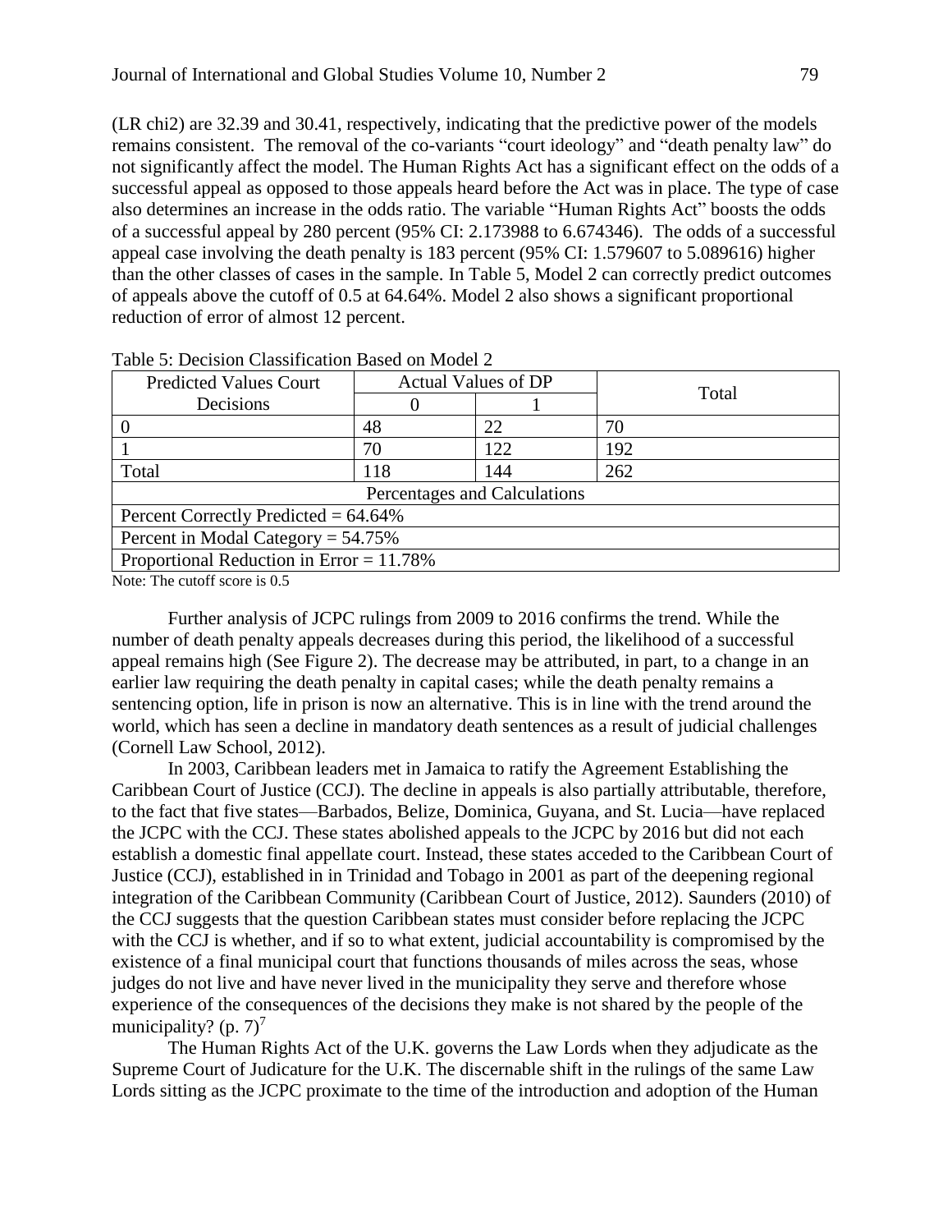(LR chi2) are 32.39 and 30.41, respectively, indicating that the predictive power of the models remains consistent. The removal of the co-variants "court ideology" and "death penalty law" do not significantly affect the model. The Human Rights Act has a significant effect on the odds of a successful appeal as opposed to those appeals heard before the Act was in place. The type of case also determines an increase in the odds ratio. The variable "Human Rights Act" boosts the odds of a successful appeal by 280 percent (95% CI: 2.173988 to 6.674346). The odds of a successful appeal case involving the death penalty is 183 percent (95% CI: 1.579607 to 5.089616) higher than the other classes of cases in the sample. In Table 5, Model 2 can correctly predict outcomes of appeals above the cutoff of 0.5 at 64.64%. Model 2 also shows a significant proportional reduction of error of almost 12 percent.

Table 5: Decision Classification Based on Model 2

| Predicted Values Court Decisions | Actual Values of DP | | Total |
|---|---|---|---|
| | 0 | 1 | |
| 0 | 48 | 22 | 70 |
| 1 | 70 | 122 | 192 |
| Total | 118 | 144 | 262 |
| Percentages and Calculations | | | |
| Percent Correctly Predicted = 64.64% | | | |
| Percent in Modal Category = 54.75% | | | |
| Proportional Reduction in Error = 11.78% | | | |

Note: The cutoff score is 0.5

Further analysis of JCPC rulings from 2009 to 2016 confirms the trend. While the number of death penalty appeals decreases during this period, the likelihood of a successful appeal remains high (See Figure 2). The decrease may be attributed, in part, to a change in an earlier law requiring the death penalty in capital cases; while the death penalty remains a sentencing option, life in prison is now an alternative. This is in line with the trend around the world, which has seen a decline in mandatory death sentences as a result of judicial challenges (Cornell Law School, 2012).

In 2003, Caribbean leaders met in Jamaica to ratify the Agreement Establishing the Caribbean Court of Justice (CCJ). The decline in appeals is also partially attributable, therefore, to the fact that five states—Barbados, Belize, Dominica, Guyana, and St. Lucia—have replaced the JCPC with the CCJ. These states abolished appeals to the JCPC by 2016 but did not each establish a domestic final appellate court. Instead, these states acceded to the Caribbean Court of Justice (CCJ), established in in Trinidad and Tobago in 2001 as part of the deepening regional integration of the Caribbean Community (Caribbean Court of Justice, 2012). Saunders (2010) of the CCJ suggests that the question Caribbean states must consider before replacing the JCPC with the CCJ is whether, and if so to what extent, judicial accountability is compromised by the existence of a final municipal court that functions thousands of miles across the seas, whose judges do not live and have never lived in the municipality they serve and therefore whose experience of the consequences of the decisions they make is not shared by the people of the municipality? (p. 7)[7]

The Human Rights Act of the U.K. governs the Law Lords when they adjudicate as the Supreme Court of Judicature for the U.K. The discernable shift in the rulings of the same Law Lords sitting as the JCPC proximate to the time of the introduction and adoption of the Human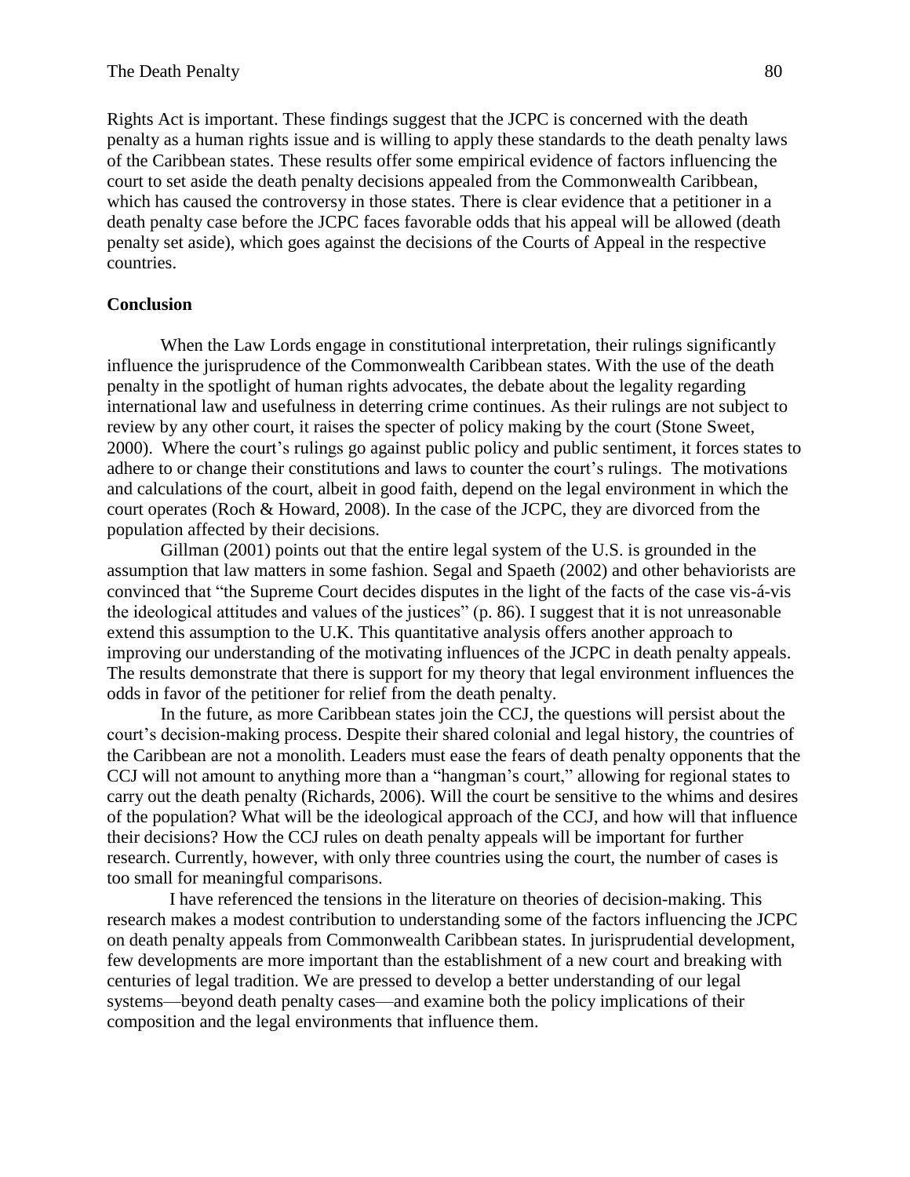Rights Act is important. These findings suggest that the JCPC is concerned with the death penalty as a human rights issue and is willing to apply these standards to the death penalty laws of the Caribbean states. These results offer some empirical evidence of factors influencing the court to set aside the death penalty decisions appealed from the Commonwealth Caribbean, which has caused the controversy in those states. There is clear evidence that a petitioner in a death penalty case before the JCPC faces favorable odds that his appeal will be allowed (death penalty set aside), which goes against the decisions of the Courts of Appeal in the respective countries.

**Conclusion**

When the Law Lords engage in constitutional interpretation, their rulings significantly influence the jurisprudence of the Commonwealth Caribbean states. With the use of the death penalty in the spotlight of human rights advocates, the debate about the legality regarding international law and usefulness in deterring crime continues. As their rulings are not subject to review by any other court, it raises the specter of policy making by the court (Stone Sweet, 2000). Where the court's rulings go against public policy and public sentiment, it forces states to adhere to or change their constitutions and laws to counter the court's rulings. The motivations and calculations of the court, albeit in good faith, depend on the legal environment in which the court operates (Roch & Howard, 2008). In the case of the JCPC, they are divorced from the population affected by their decisions.

Gillman (2001) points out that the entire legal system of the U.S. is grounded in the assumption that law matters in some fashion. Segal and Spaeth (2002) and other behaviorists are convinced that "the Supreme Court decides disputes in the light of the facts of the case vis-á-vis the ideological attitudes and values of the justices" (p. 86). I suggest that it is not unreasonable extend this assumption to the U.K. This quantitative analysis offers another approach to improving our understanding of the motivating influences of the JCPC in death penalty appeals. The results demonstrate that there is support for my theory that legal environment influences the odds in favor of the petitioner for relief from the death penalty.

In the future, as more Caribbean states join the CCJ, the questions will persist about the court's decision-making process. Despite their shared colonial and legal history, the countries of the Caribbean are not a monolith. Leaders must ease the fears of death penalty opponents that the CCJ will not amount to anything more than a "hangman's court," allowing for regional states to carry out the death penalty (Richards, 2006). Will the court be sensitive to the whims and desires of the population? What will be the ideological approach of the CCJ, and how will that influence their decisions? How the CCJ rules on death penalty appeals will be important for further research. Currently, however, with only three countries using the court, the number of cases is too small for meaningful comparisons.

I have referenced the tensions in the literature on theories of decision-making. This research makes a modest contribution to understanding some of the factors influencing the JCPC on death penalty appeals from Commonwealth Caribbean states. In jurisprudential development, few developments are more important than the establishment of a new court and breaking with centuries of legal tradition. We are pressed to develop a better understanding of our legal systems—beyond death penalty cases—and examine both the policy implications of their composition and the legal environments that influence them.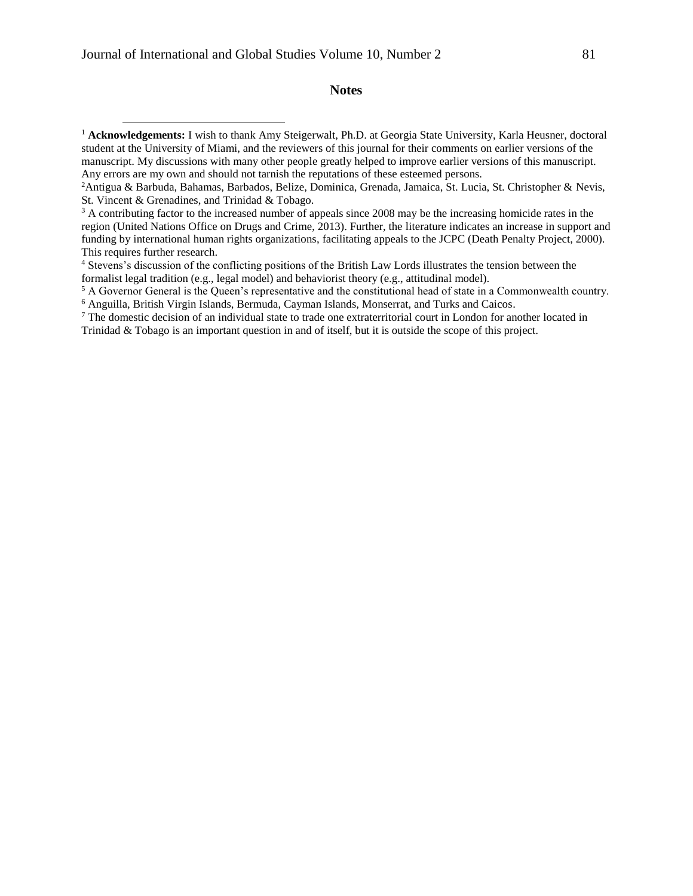## Notes

[1] **Acknowledgements:** I wish to thank Amy Steigerwalt, Ph.D. at Georgia State University, Karla Heusner, doctoral student at the University of Miami, and the reviewers of this journal for their comments on earlier versions of the manuscript. My discussions with many other people greatly helped to improve earlier versions of this manuscript. Any errors are my own and should not tarnish the reputations of these esteemed persons.

[2] Antigua & Barbuda, Bahamas, Barbados, Belize, Dominica, Grenada, Jamaica, St. Lucia, St. Christopher & Nevis, St. Vincent & Grenadines, and Trinidad & Tobago.

[3] A contributing factor to the increased number of appeals since 2008 may be the increasing homicide rates in the region (United Nations Office on Drugs and Crime, 2013). Further, the literature indicates an increase in support and funding by international human rights organizations, facilitating appeals to the JCPC (Death Penalty Project, 2000). This requires further research.

[4] Stevens's discussion of the conflicting positions of the British Law Lords illustrates the tension between the formalist legal tradition (e.g., legal model) and behaviorist theory (e.g., attitudinal model).

[5] A Governor General is the Queen's representative and the constitutional head of state in a Commonwealth country.

[6] Anguilla, British Virgin Islands, Bermuda, Cayman Islands, Monserrat, and Turks and Caicos.

[7] The domestic decision of an individual state to trade one extraterritorial court in London for another located in Trinidad & Tobago is an important question in and of itself, but it is outside the scope of this project.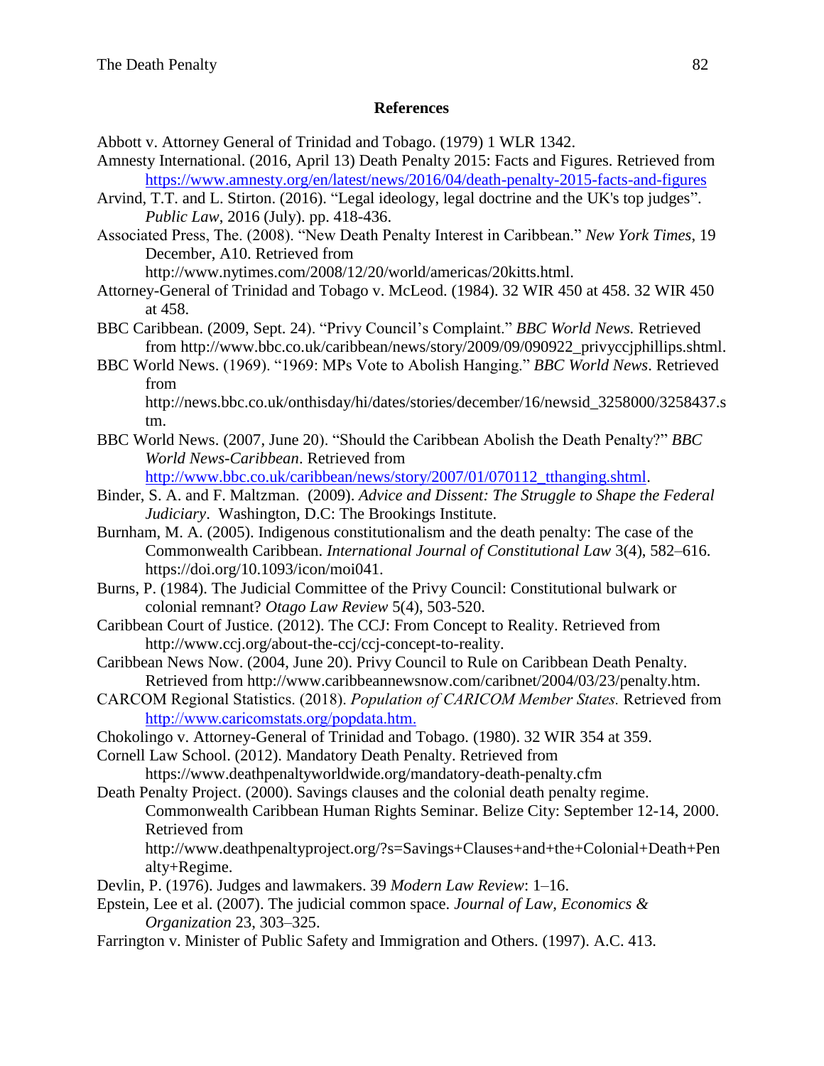## References

Abbott v. Attorney General of Trinidad and Tobago. (1979) 1 WLR 1342.

Amnesty International. (2016, April 13) Death Penalty 2015: Facts and Figures. Retrieved from https://www.amnesty.org/en/latest/news/2016/04/death-penalty-2015-facts-and-figures

Arvind, T.T. and L. Stirton. (2016). "Legal ideology, legal doctrine and the UK's top judges". *Public Law*, 2016 (July). pp. 418-436.

Associated Press, The. (2008). "New Death Penalty Interest in Caribbean." *New York Times*, 19 December, A10. Retrieved from http://www.nytimes.com/2008/12/20/world/americas/20kitts.html.

Attorney-General of Trinidad and Tobago v. McLeod. (1984). 32 WIR 450 at 458. 32 WIR 450 at 458.

BBC Caribbean. (2009, Sept. 24). "Privy Council's Complaint." *BBC World News.* Retrieved from http://www.bbc.co.uk/caribbean/news/story/2009/09/090922_privyccjphillips.shtml.

BBC World News. (1969). "1969: MPs Vote to Abolish Hanging." *BBC World News*. Retrieved from http://news.bbc.co.uk/onthisday/hi/dates/stories/december/16/newsid_3258000/3258437.stm.

BBC World News. (2007, June 20). "Should the Caribbean Abolish the Death Penalty?" *BBC World News-Caribbean*. Retrieved from http://www.bbc.co.uk/caribbean/news/story/2007/01/070112_tthanging.shtml.

Binder, S. A. and F. Maltzman. (2009). *Advice and Dissent: The Struggle to Shape the Federal Judiciary*. Washington, D.C: The Brookings Institute.

Burnham, M. A. (2005). Indigenous constitutionalism and the death penalty: The case of the Commonwealth Caribbean. *International Journal of Constitutional Law* 3(4), 582–616. https://doi.org/10.1093/icon/moi041.

Burns, P. (1984). The Judicial Committee of the Privy Council: Constitutional bulwark or colonial remnant? *Otago Law Review* 5(4), 503-520.

Caribbean Court of Justice. (2012). The CCJ: From Concept to Reality. Retrieved from http://www.ccj.org/about-the-ccj/ccj-concept-to-reality.

Caribbean News Now. (2004, June 20). Privy Council to Rule on Caribbean Death Penalty. Retrieved from http://www.caribbeannewsnow.com/caribnet/2004/03/23/penalty.htm.

CARCOM Regional Statistics. (2018). *Population of CARICOM Member States.* Retrieved from http://www.caricomstats.org/popdata.htm.

Chokolingo v. Attorney-General of Trinidad and Tobago. (1980). 32 WIR 354 at 359.

Cornell Law School. (2012). Mandatory Death Penalty. Retrieved from https://www.deathpenaltyworldwide.org/mandatory-death-penalty.cfm

Death Penalty Project. (2000). Savings clauses and the colonial death penalty regime. Commonwealth Caribbean Human Rights Seminar. Belize City: September 12-14, 2000. Retrieved from http://www.deathpenaltyproject.org/?s=Savings+Clauses+and+the+Colonial+Death+Penalty+Regime.

Devlin, P. (1976). Judges and lawmakers. 39 *Modern Law Review*: 1–16.

Epstein, Lee et al. (2007). The judicial common space. *Journal of Law, Economics & Organization* 23, 303–325.

Farrington v. Minister of Public Safety and Immigration and Others. (1997). A.C. 413.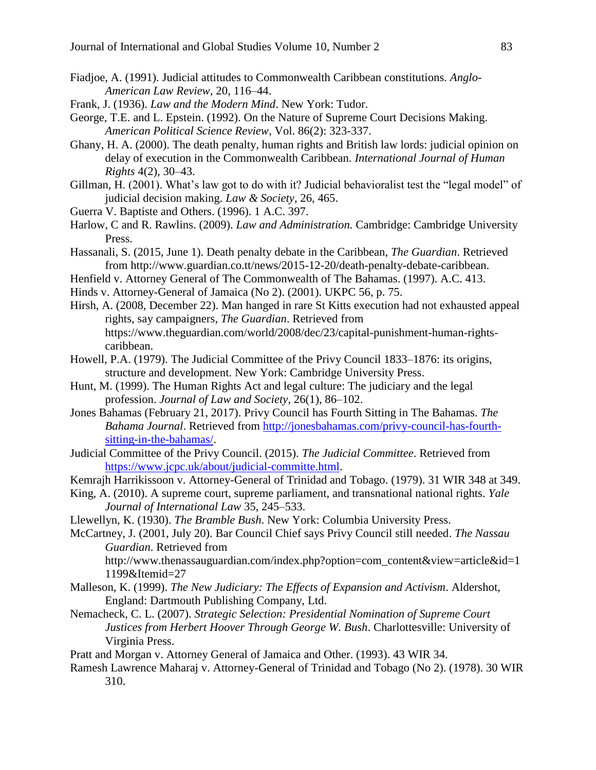Fiadjoe, A. (1991). Judicial attitudes to Commonwealth Caribbean constitutions. *Anglo-American Law Review*, 20, 116–44.

Frank, J. (1936). *Law and the Modern Mind*. New York: Tudor.

George, T.E. and L. Epstein. (1992). On the Nature of Supreme Court Decisions Making. *American Political Science Review*, Vol. 86(2): 323-337.

Ghany, H. A. (2000). The death penalty, human rights and British law lords: judicial opinion on delay of execution in the Commonwealth Caribbean. *International Journal of Human Rights* 4(2), 30–43.

Gillman, H. (2001). What's law got to do with it? Judicial behavioralist test the "legal model" of judicial decision making. *Law & Society*, 26, 465.

Guerra V. Baptiste and Others. (1996). 1 A.C. 397.

Harlow, C and R. Rawlins. (2009). *Law and Administration.* Cambridge: Cambridge University Press.

Hassanali, S. (2015, June 1). Death penalty debate in the Caribbean, *The Guardian*. Retrieved from http://www.guardian.co.tt/news/2015-12-20/death-penalty-debate-caribbean.

Henfield v. Attorney General of The Commonwealth of The Bahamas. (1997). A.C. 413.

Hinds v. Attorney-General of Jamaica (No 2). (2001). UKPC 56, p. 75.

Hirsh, A. (2008, December 22). Man hanged in rare St Kitts execution had not exhausted appeal rights, say campaigners, *The Guardian*. Retrieved from https://www.theguardian.com/world/2008/dec/23/capital-punishment-human-rights-caribbean.

Howell, P.A. (1979). The Judicial Committee of the Privy Council 1833–1876: its origins, structure and development. New York: Cambridge University Press.

Hunt, M. (1999). The Human Rights Act and legal culture: The judiciary and the legal profession. *Journal of Law and Society*, 26(1), 86–102.

Jones Bahamas (February 21, 2017). Privy Council has Fourth Sitting in The Bahamas. *The Bahama Journal*. Retrieved from http://jonesbahamas.com/privy-council-has-fourth-sitting-in-the-bahamas/.

Judicial Committee of the Privy Council. (2015). *The Judicial Committee*. Retrieved from https://www.jcpc.uk/about/judicial-committe.html.

Kemrajh Harrikissoon v. Attorney-General of Trinidad and Tobago. (1979). 31 WIR 348 at 349.

King, A. (2010). A supreme court, supreme parliament, and transnational national rights. *Yale Journal of International Law* 35, 245–533.

Llewellyn, K. (1930). *The Bramble Bush*. New York: Columbia University Press.

McCartney, J. (2001, July 20). Bar Council Chief says Privy Council still needed. *The Nassau Guardian*. Retrieved from http://www.thenassauguardian.com/index.php?option=com_content&view=article&id=11199&Itemid=27

Malleson, K. (1999). *The New Judiciary: The Effects of Expansion and Activism*. Aldershot, England: Dartmouth Publishing Company, Ltd.

Nemacheck, C. L. (2007). *Strategic Selection: Presidential Nomination of Supreme Court Justices from Herbert Hoover Through George W. Bush*. Charlottesville: University of Virginia Press.

Pratt and Morgan v. Attorney General of Jamaica and Other. (1993). 43 WIR 34.

Ramesh Lawrence Maharaj v. Attorney-General of Trinidad and Tobago (No 2). (1978). 30 WIR 310.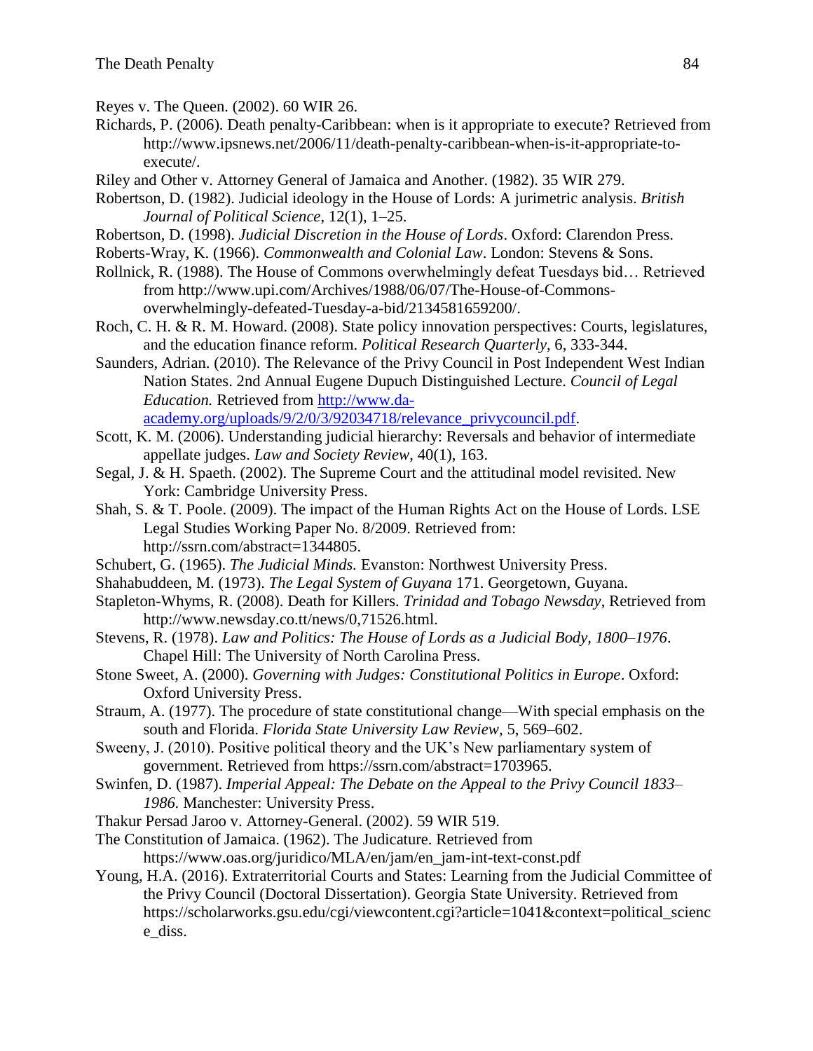Reyes v. The Queen. (2002). 60 WIR 26.

Richards, P. (2006). Death penalty-Caribbean: when is it appropriate to execute? Retrieved from http://www.ipsnews.net/2006/11/death-penalty-caribbean-when-is-it-appropriate-to-execute/.

Riley and Other v. Attorney General of Jamaica and Another. (1982). 35 WIR 279.

Robertson, D. (1982). Judicial ideology in the House of Lords: A jurimetric analysis. *British Journal of Political Science*, 12(1), 1–25.

Robertson, D. (1998). *Judicial Discretion in the House of Lords*. Oxford: Clarendon Press.

Roberts-Wray, K. (1966). *Commonwealth and Colonial Law*. London: Stevens & Sons.

Rollnick, R. (1988). The House of Commons overwhelmingly defeat Tuesdays bid… Retrieved from http://www.upi.com/Archives/1988/06/07/The-House-of-Commons-overwhelmingly-defeated-Tuesday-a-bid/2134581659200/.

Roch, C. H. & R. M. Howard. (2008). State policy innovation perspectives: Courts, legislatures, and the education finance reform. *Political Research Quarterly*, 6, 333-344.

Saunders, Adrian. (2010). The Relevance of the Privy Council in Post Independent West Indian Nation States. 2nd Annual Eugene Dupuch Distinguished Lecture. *Council of Legal Education.* Retrieved from [http://www.da-academy.org/uploads/9/2/0/3/92034718/relevance_privycouncil.pdf](http://www.da-academy.org/uploads/9/2/0/3/92034718/relevance_privycouncil.pdf).

Scott, K. M. (2006). Understanding judicial hierarchy: Reversals and behavior of intermediate appellate judges. *Law and Society Review*, 40(1), 163.

Segal, J. & H. Spaeth. (2002). The Supreme Court and the attitudinal model revisited. New York: Cambridge University Press.

Shah, S. & T. Poole. (2009). The impact of the Human Rights Act on the House of Lords. LSE Legal Studies Working Paper No. 8/2009. Retrieved from: http://ssrn.com/abstract=1344805.

Schubert, G. (1965). *The Judicial Minds.* Evanston: Northwest University Press.

Shahabuddeen, M. (1973). *The Legal System of Guyana* 171. Georgetown, Guyana.

Stapleton-Whyms, R. (2008). Death for Killers. *Trinidad and Tobago Newsday*, Retrieved from http://www.newsday.co.tt/news/0,71526.html.

Stevens, R. (1978). *Law and Politics: The House of Lords as a Judicial Body, 1800–1976*. Chapel Hill: The University of North Carolina Press.

Stone Sweet, A. (2000). *Governing with Judges: Constitutional Politics in Europe*. Oxford: Oxford University Press.

Straum, A. (1977). The procedure of state constitutional change—With special emphasis on the south and Florida. *Florida State University Law Review*, 5, 569–602.

Sweeny, J. (2010). Positive political theory and the UK's New parliamentary system of government. Retrieved from https://ssrn.com/abstract=1703965.

Swinfen, D. (1987). *Imperial Appeal: The Debate on the Appeal to the Privy Council 1833–1986.* Manchester: University Press.

Thakur Persad Jaroo v. Attorney-General. (2002). 59 WIR 519.

The Constitution of Jamaica. (1962). The Judicature. Retrieved from https://www.oas.org/juridico/MLA/en/jam/en_jam-int-text-const.pdf

Young, H.A. (2016). Extraterritorial Courts and States: Learning from the Judicial Committee of the Privy Council (Doctoral Dissertation). Georgia State University. Retrieved from https://scholarworks.gsu.edu/cgi/viewcontent.cgi?article=1041&context=political_science_diss.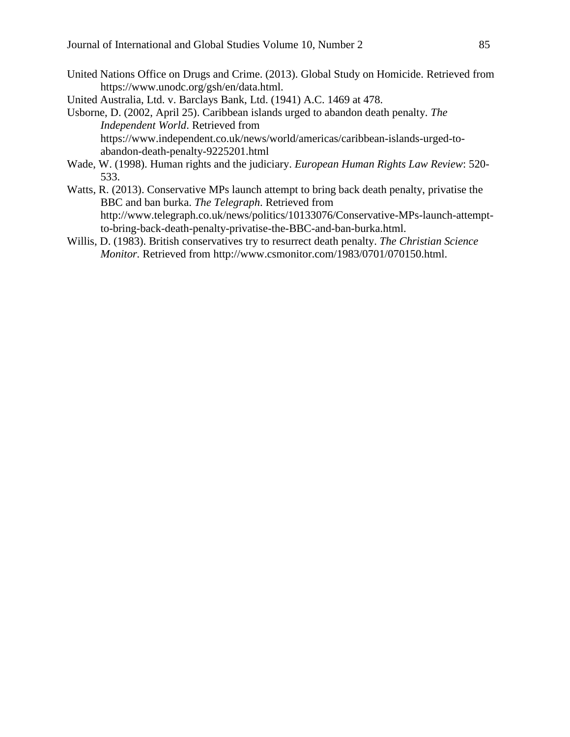United Nations Office on Drugs and Crime. (2013). Global Study on Homicide. Retrieved from https://www.unodc.org/gsh/en/data.html.

United Australia, Ltd. v. Barclays Bank, Ltd. (1941) A.C. 1469 at 478.

Usborne, D. (2002, April 25). Caribbean islands urged to abandon death penalty. *The Independent World*. Retrieved from https://www.independent.co.uk/news/world/americas/caribbean-islands-urged-to-abandon-death-penalty-9225201.html

Wade, W. (1998). Human rights and the judiciary. *European Human Rights Law Review*: 520-533.

Watts, R. (2013). Conservative MPs launch attempt to bring back death penalty, privatise the BBC and ban burka. *The Telegraph*. Retrieved from http://www.telegraph.co.uk/news/politics/10133076/Conservative-MPs-launch-attempt-to-bring-back-death-penalty-privatise-the-BBC-and-ban-burka.html.

Willis, D. (1983). British conservatives try to resurrect death penalty. *The Christian Science Monitor.* Retrieved from http://www.csmonitor.com/1983/0701/070150.html.